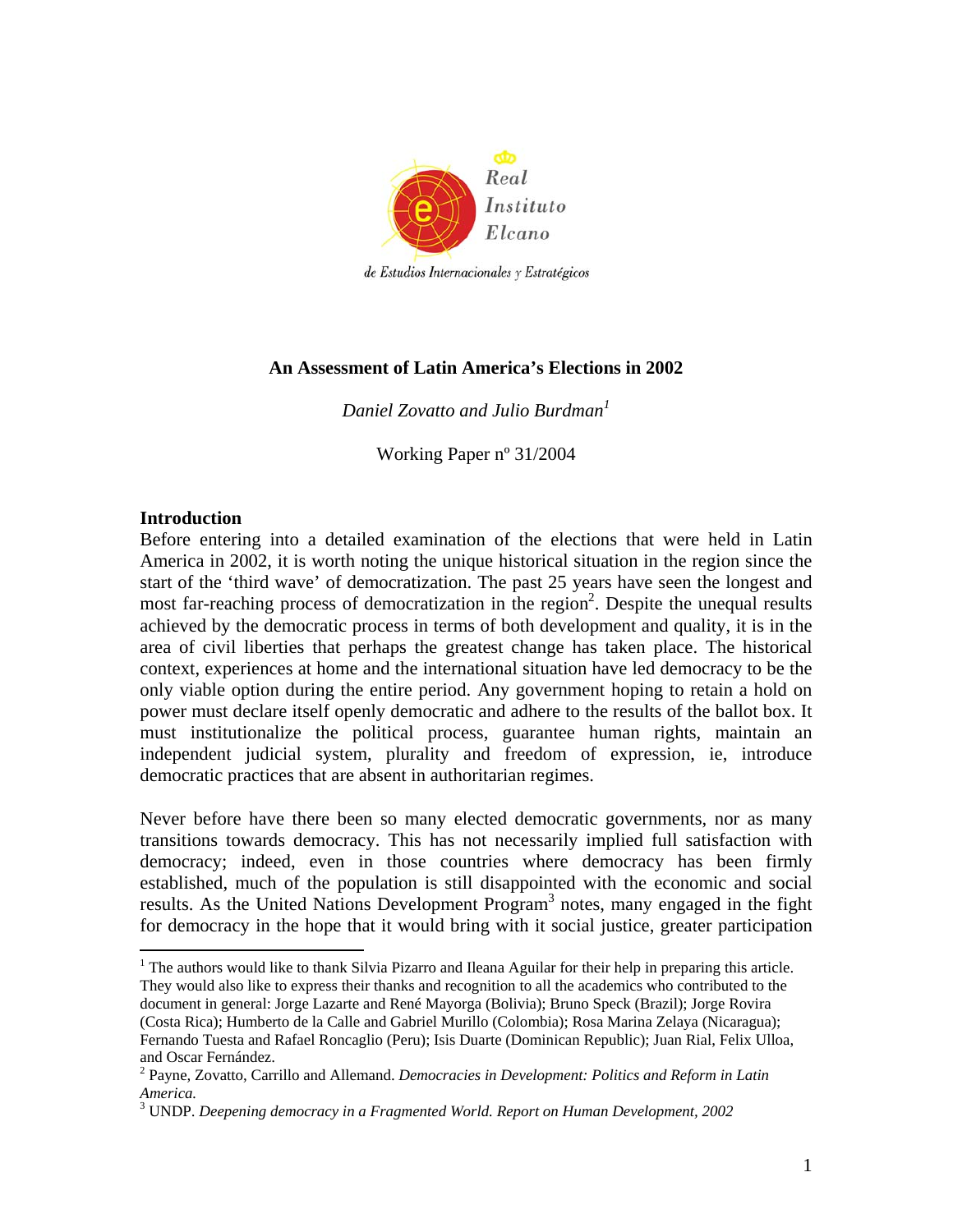Real Instituto Elcano

*de Estudios Internacionales y Estratégicos*

# An Assessment of Latin America's Elections in 2002

*Daniel Zovatto and Julio Burdman*[1]

Working Paper nº 31/2004

## Introduction

Before entering into a detailed examination of the elections that were held in Latin America in 2002, it is worth noting the unique historical situation in the region since the start of the 'third wave' of democratization. The past 25 years have seen the longest and most far-reaching process of democratization in the region[2]. Despite the unequal results achieved by the democratic process in terms of both development and quality, it is in the area of civil liberties that perhaps the greatest change has taken place. The historical context, experiences at home and the international situation have led democracy to be the only viable option during the entire period. Any government hoping to retain a hold on power must declare itself openly democratic and adhere to the results of the ballot box. It must institutionalize the political process, guarantee human rights, maintain an independent judicial system, plurality and freedom of expression, ie, introduce democratic practices that are absent in authoritarian regimes.

Never before have there been so many elected democratic governments, nor as many transitions towards democracy. This has not necessarily implied full satisfaction with democracy; indeed, even in those countries where democracy has been firmly established, much of the population is still disappointed with the economic and social results. As the United Nations Development Program[3] notes, many engaged in the fight for democracy in the hope that it would bring with it social justice, greater participation

---

[1] The authors would like to thank Silvia Pizarro and Ileana Aguilar for their help in preparing this article. They would also like to express their thanks and recognition to all the academics who contributed to the document in general: Jorge Lazarte and René Mayorga (Bolivia); Bruno Speck (Brazil); Jorge Rovira (Costa Rica); Humberto de la Calle and Gabriel Murillo (Colombia); Rosa Marina Zelaya (Nicaragua); Fernando Tuesta and Rafael Roncaglio (Peru); Isis Duarte (Dominican Republic); Juan Rial, Felix Ulloa, and Oscar Fernández.

[2] Payne, Zovatto, Carrillo and Allemand. *Democracies in Development: Politics and Reform in Latin America.*

[3] UNDP. *Deepening democracy in a Fragmented World. Report on Human Development, 2002*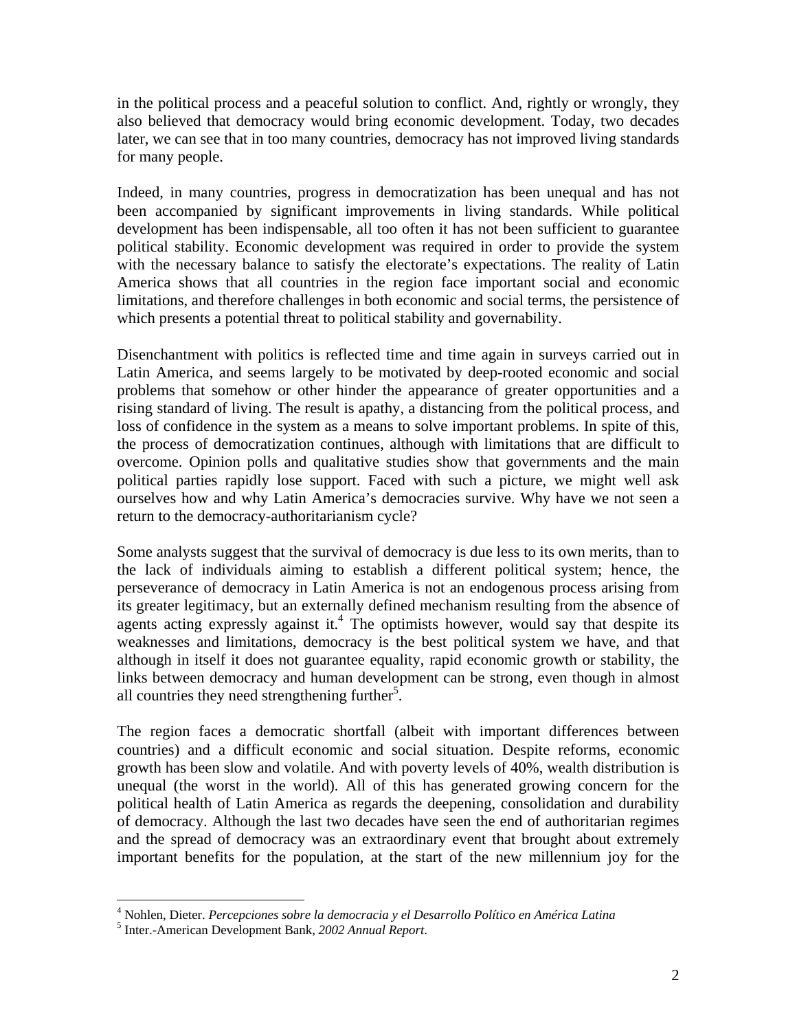in the political process and a peaceful solution to conflict. And, rightly or wrongly, they also believed that democracy would bring economic development. Today, two decades later, we can see that in too many countries, democracy has not improved living standards for many people.

Indeed, in many countries, progress in democratization has been unequal and has not been accompanied by significant improvements in living standards. While political development has been indispensable, all too often it has not been sufficient to guarantee political stability. Economic development was required in order to provide the system with the necessary balance to satisfy the electorate's expectations. The reality of Latin America shows that all countries in the region face important social and economic limitations, and therefore challenges in both economic and social terms, the persistence of which presents a potential threat to political stability and governability.

Disenchantment with politics is reflected time and time again in surveys carried out in Latin America, and seems largely to be motivated by deep-rooted economic and social problems that somehow or other hinder the appearance of greater opportunities and a rising standard of living. The result is apathy, a distancing from the political process, and loss of confidence in the system as a means to solve important problems. In spite of this, the process of democratization continues, although with limitations that are difficult to overcome. Opinion polls and qualitative studies show that governments and the main political parties rapidly lose support. Faced with such a picture, we might well ask ourselves how and why Latin America's democracies survive. Why have we not seen a return to the democracy-authoritarianism cycle?

Some analysts suggest that the survival of democracy is due less to its own merits, than to the lack of individuals aiming to establish a different political system; hence, the perseverance of democracy in Latin America is not an endogenous process arising from its greater legitimacy, but an externally defined mechanism resulting from the absence of agents acting expressly against it.[4] The optimists however, would say that despite its weaknesses and limitations, democracy is the best political system we have, and that although in itself it does not guarantee equality, rapid economic growth or stability, the links between democracy and human development can be strong, even though in almost all countries they need strengthening further[5].

The region faces a democratic shortfall (albeit with important differences between countries) and a difficult economic and social situation. Despite reforms, economic growth has been slow and volatile. And with poverty levels of 40%, wealth distribution is unequal (the worst in the world). All of this has generated growing concern for the political health of Latin America as regards the deepening, consolidation and durability of democracy. Although the last two decades have seen the end of authoritarian regimes and the spread of democracy was an extraordinary event that brought about extremely important benefits for the population, at the start of the new millennium joy for the

---

[4] Nohlen, Dieter. *Percepciones sobre la democracia y el Desarrollo Político en América Latina*

[5] Inter.-American Development Bank, *2002 Annual Report*.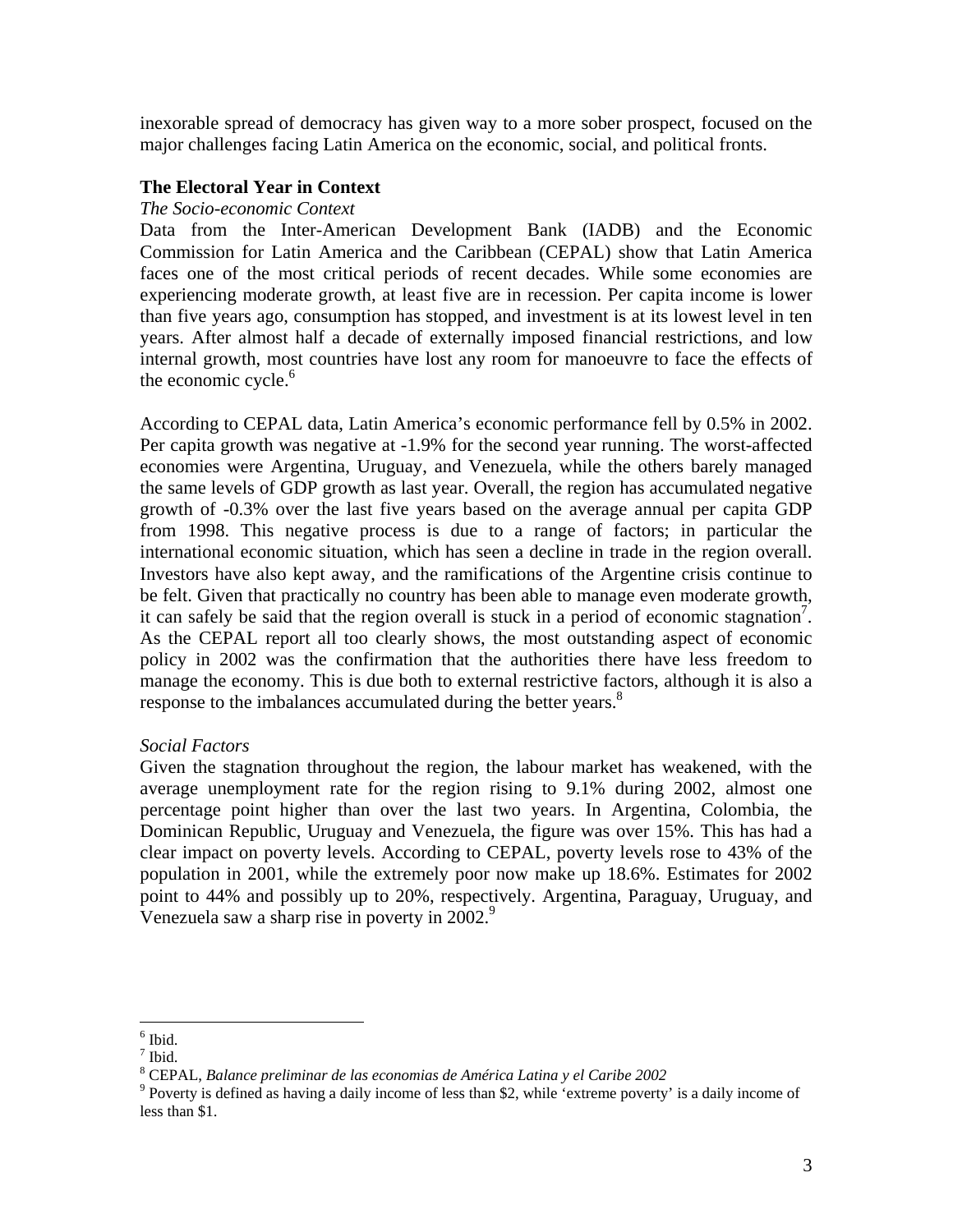inexorable spread of democracy has given way to a more sober prospect, focused on the major challenges facing Latin America on the economic, social, and political fronts.

## The Electoral Year in Context

*The Socio-economic Context*

Data from the Inter-American Development Bank (IADB) and the Economic Commission for Latin America and the Caribbean (CEPAL) show that Latin America faces one of the most critical periods of recent decades. While some economies are experiencing moderate growth, at least five are in recession. Per capita income is lower than five years ago, consumption has stopped, and investment is at its lowest level in ten years. After almost half a decade of externally imposed financial restrictions, and low internal growth, most countries have lost any room for manoeuvre to face the effects of the economic cycle.[6]

According to CEPAL data, Latin America's economic performance fell by 0.5% in 2002. Per capita growth was negative at -1.9% for the second year running. The worst-affected economies were Argentina, Uruguay, and Venezuela, while the others barely managed the same levels of GDP growth as last year. Overall, the region has accumulated negative growth of -0.3% over the last five years based on the average annual per capita GDP from 1998. This negative process is due to a range of factors; in particular the international economic situation, which has seen a decline in trade in the region overall. Investors have also kept away, and the ramifications of the Argentine crisis continue to be felt. Given that practically no country has been able to manage even moderate growth, it can safely be said that the region overall is stuck in a period of economic stagnation[7]. As the CEPAL report all too clearly shows, the most outstanding aspect of economic policy in 2002 was the confirmation that the authorities there have less freedom to manage the economy. This is due both to external restrictive factors, although it is also a response to the imbalances accumulated during the better years.[8]

*Social Factors*

Given the stagnation throughout the region, the labour market has weakened, with the average unemployment rate for the region rising to 9.1% during 2002, almost one percentage point higher than over the last two years. In Argentina, Colombia, the Dominican Republic, Uruguay and Venezuela, the figure was over 15%. This has had a clear impact on poverty levels. According to CEPAL, poverty levels rose to 43% of the population in 2001, while the extremely poor now make up 18.6%. Estimates for 2002 point to 44% and possibly up to 20%, respectively. Argentina, Paraguay, Uruguay, and Venezuela saw a sharp rise in poverty in 2002.[9]

---

[6] Ibid.

[7] Ibid.

[8] CEPAL, *Balance preliminar de las economias de América Latina y el Caribe 2002*

[9] Poverty is defined as having a daily income of less than \$2, while 'extreme poverty' is a daily income of less than \$1.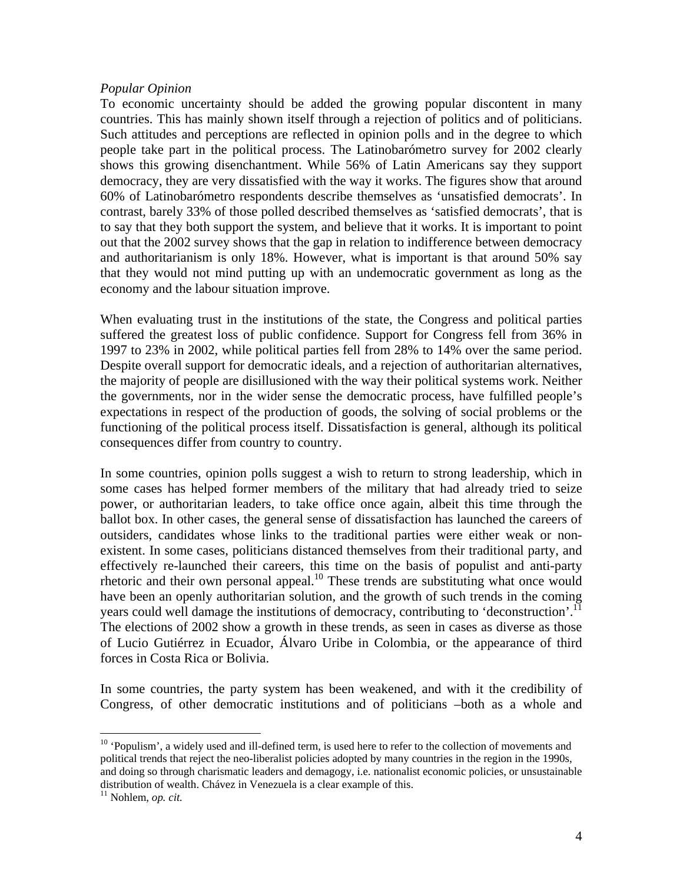*Popular Opinion*

To economic uncertainty should be added the growing popular discontent in many countries. This has mainly shown itself through a rejection of politics and of politicians. Such attitudes and perceptions are reflected in opinion polls and in the degree to which people take part in the political process. The Latinobarómetro survey for 2002 clearly shows this growing disenchantment. While 56% of Latin Americans say they support democracy, they are very dissatisfied with the way it works. The figures show that around 60% of Latinobarómetro respondents describe themselves as 'unsatisfied democrats'. In contrast, barely 33% of those polled described themselves as 'satisfied democrats', that is to say that they both support the system, and believe that it works. It is important to point out that the 2002 survey shows that the gap in relation to indifference between democracy and authoritarianism is only 18%. However, what is important is that around 50% say that they would not mind putting up with an undemocratic government as long as the economy and the labour situation improve.

When evaluating trust in the institutions of the state, the Congress and political parties suffered the greatest loss of public confidence. Support for Congress fell from 36% in 1997 to 23% in 2002, while political parties fell from 28% to 14% over the same period. Despite overall support for democratic ideals, and a rejection of authoritarian alternatives, the majority of people are disillusioned with the way their political systems work. Neither the governments, nor in the wider sense the democratic process, have fulfilled people's expectations in respect of the production of goods, the solving of social problems or the functioning of the political process itself. Dissatisfaction is general, although its political consequences differ from country to country.

In some countries, opinion polls suggest a wish to return to strong leadership, which in some cases has helped former members of the military that had already tried to seize power, or authoritarian leaders, to take office once again, albeit this time through the ballot box. In other cases, the general sense of dissatisfaction has launched the careers of outsiders, candidates whose links to the traditional parties were either weak or non-existent. In some cases, politicians distanced themselves from their traditional party, and effectively re-launched their careers, this time on the basis of populist and anti-party rhetoric and their own personal appeal.[10] These trends are substituting what once would have been an openly authoritarian solution, and the growth of such trends in the coming years could well damage the institutions of democracy, contributing to 'deconstruction'.[11] The elections of 2002 show a growth in these trends, as seen in cases as diverse as those of Lucio Gutiérrez in Ecuador, Álvaro Uribe in Colombia, or the appearance of third forces in Costa Rica or Bolivia.

In some countries, the party system has been weakened, and with it the credibility of Congress, of other democratic institutions and of politicians –both as a whole and

---

[10] 'Populism', a widely used and ill-defined term, is used here to refer to the collection of movements and political trends that reject the neo-liberalist policies adopted by many countries in the region in the 1990s, and doing so through charismatic leaders and demagogy, i.e. nationalist economic policies, or unsustainable distribution of wealth. Chávez in Venezuela is a clear example of this.

[11] Nohlem, *op. cit.*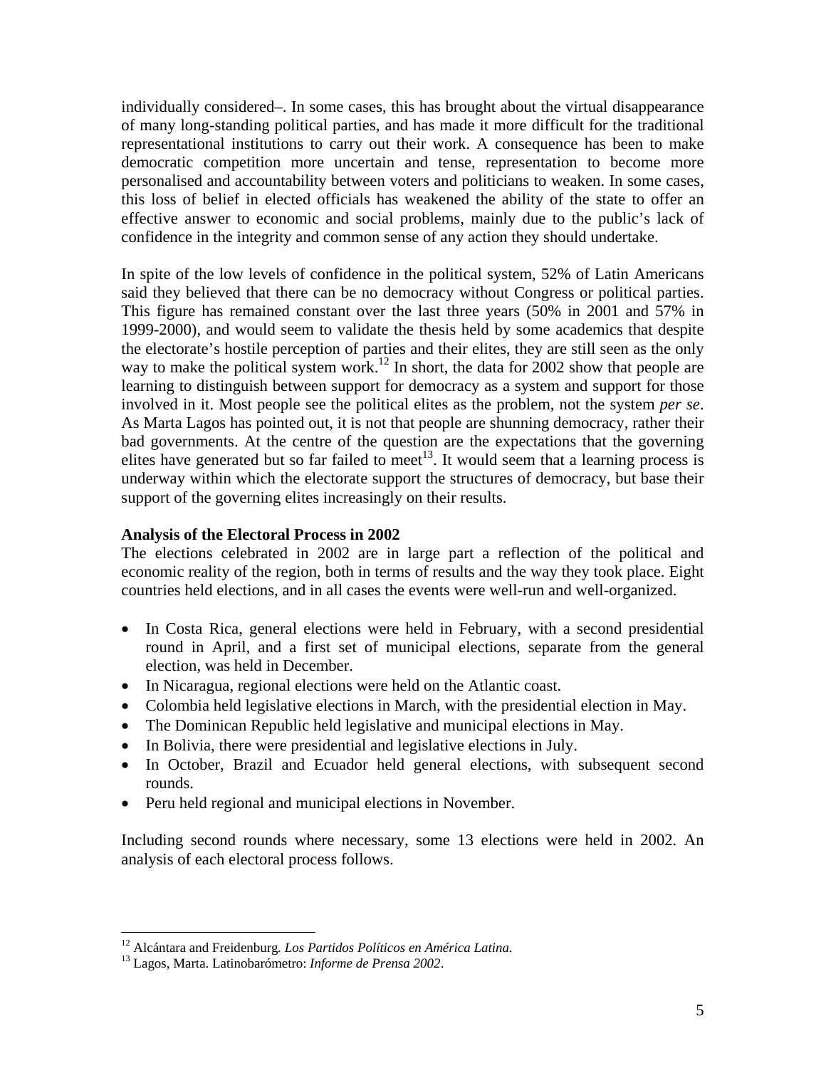individually considered–. In some cases, this has brought about the virtual disappearance of many long-standing political parties, and has made it more difficult for the traditional representational institutions to carry out their work. A consequence has been to make democratic competition more uncertain and tense, representation to become more personalised and accountability between voters and politicians to weaken. In some cases, this loss of belief in elected officials has weakened the ability of the state to offer an effective answer to economic and social problems, mainly due to the public's lack of confidence in the integrity and common sense of any action they should undertake.

In spite of the low levels of confidence in the political system, 52% of Latin Americans said they believed that there can be no democracy without Congress or political parties. This figure has remained constant over the last three years (50% in 2001 and 57% in 1999-2000), and would seem to validate the thesis held by some academics that despite the electorate's hostile perception of parties and their elites, they are still seen as the only way to make the political system work.[12] In short, the data for 2002 show that people are learning to distinguish between support for democracy as a system and support for those involved in it. Most people see the political elites as the problem, not the system *per se*. As Marta Lagos has pointed out, it is not that people are shunning democracy, rather their bad governments. At the centre of the question are the expectations that the governing elites have generated but so far failed to meet[13]. It would seem that a learning process is underway within which the electorate support the structures of democracy, but base their support of the governing elites increasingly on their results.

**Analysis of the Electoral Process in 2002**

The elections celebrated in 2002 are in large part a reflection of the political and economic reality of the region, both in terms of results and the way they took place. Eight countries held elections, and in all cases the events were well-run and well-organized.

- In Costa Rica, general elections were held in February, with a second presidential round in April, and a first set of municipal elections, separate from the general election, was held in December.
- In Nicaragua, regional elections were held on the Atlantic coast.
- Colombia held legislative elections in March, with the presidential election in May.
- The Dominican Republic held legislative and municipal elections in May.
- In Bolivia, there were presidential and legislative elections in July.
- In October, Brazil and Ecuador held general elections, with subsequent second rounds.
- Peru held regional and municipal elections in November.

Including second rounds where necessary, some 13 elections were held in 2002. An analysis of each electoral process follows.

---

[12] Alcántara and Freidenburg. *Los Partidos Políticos en América Latina.*

[13] Lagos, Marta. Latinobarómetro: *Informe de Prensa 2002*.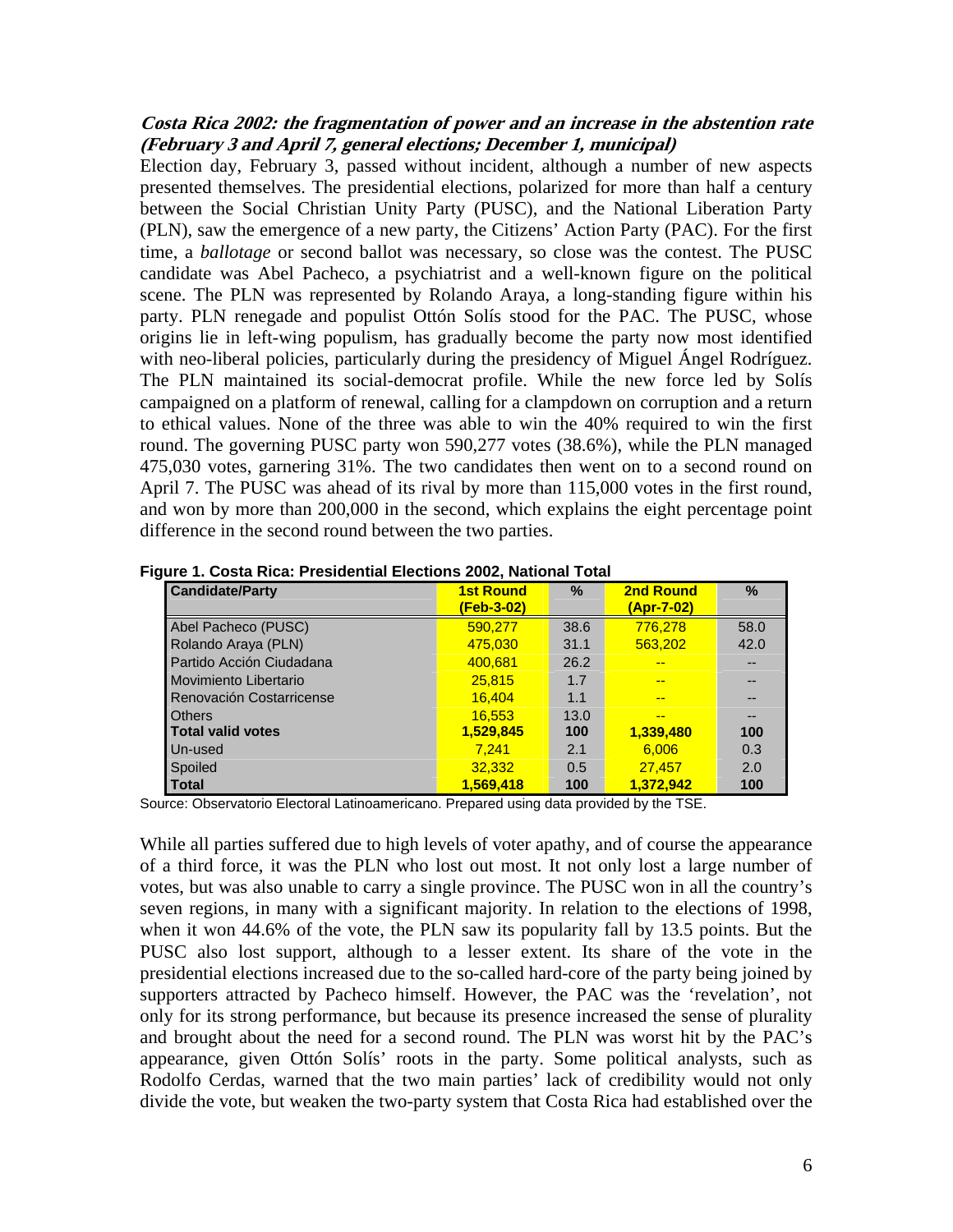***Costa Rica 2002: the fragmentation of power and an increase in the abstention rate (February 3 and April 7, general elections; December 1, municipal)***

Election day, February 3, passed without incident, although a number of new aspects presented themselves. The presidential elections, polarized for more than half a century between the Social Christian Unity Party (PUSC), and the National Liberation Party (PLN), saw the emergence of a new party, the Citizens' Action Party (PAC). For the first time, a *ballotage* or second ballot was necessary, so close was the contest. The PUSC candidate was Abel Pacheco, a psychiatrist and a well-known figure on the political scene. The PLN was represented by Rolando Araya, a long-standing figure within his party. PLN renegade and populist Ottón Solís stood for the PAC. The PUSC, whose origins lie in left-wing populism, has gradually become the party now most identified with neo-liberal policies, particularly during the presidency of Miguel Ángel Rodríguez. The PLN maintained its social-democrat profile. While the new force led by Solís campaigned on a platform of renewal, calling for a clampdown on corruption and a return to ethical values. None of the three was able to win the 40% required to win the first round. The governing PUSC party won 590,277 votes (38.6%), while the PLN managed 475,030 votes, garnering 31%. The two candidates then went on to a second round on April 7. The PUSC was ahead of its rival by more than 115,000 votes in the first round, and won by more than 200,000 in the second, which explains the eight percentage point difference in the second round between the two parties.

**Figure 1. Costa Rica: Presidential Elections 2002, National Total**

| Candidate/Party | 1st Round (Feb-3-02) | % | 2nd Round (Apr-7-02) | % |
|---|---|---|---|---|
| Abel Pacheco (PUSC) | 590,277 | 38.6 | 776,278 | 58.0 |
| Rolando Araya (PLN) | 475,030 | 31.1 | 563,202 | 42.0 |
| Partido Acción Ciudadana | 400,681 | 26.2 | -- | -- |
| Movimiento Libertario | 25,815 | 1.7 | -- | -- |
| Renovación Costarricense | 16,404 | 1.1 | -- | -- |
| Others | 16,553 | 13.0 | -- | -- |
| **Total valid votes** | **1,529,845** | **100** | **1,339,480** | **100** |
| Un-used | 7,241 | 2.1 | 6,006 | 0.3 |
| Spoiled | 32,332 | 0.5 | 27,457 | 2.0 |
| **Total** | **1,569,418** | **100** | **1,372,942** | **100** |

Source: Observatorio Electoral Latinoamericano. Prepared using data provided by the TSE.

While all parties suffered due to high levels of voter apathy, and of course the appearance of a third force, it was the PLN who lost out most. It not only lost a large number of votes, but was also unable to carry a single province. The PUSC won in all the country's seven regions, in many with a significant majority. In relation to the elections of 1998, when it won 44.6% of the vote, the PLN saw its popularity fall by 13.5 points. But the PUSC also lost support, although to a lesser extent. Its share of the vote in the presidential elections increased due to the so-called hard-core of the party being joined by supporters attracted by Pacheco himself. However, the PAC was the 'revelation', not only for its strong performance, but because its presence increased the sense of plurality and brought about the need for a second round. The PLN was worst hit by the PAC's appearance, given Ottón Solís' roots in the party. Some political analysts, such as Rodolfo Cerdas, warned that the two main parties' lack of credibility would not only divide the vote, but weaken the two-party system that Costa Rica had established over the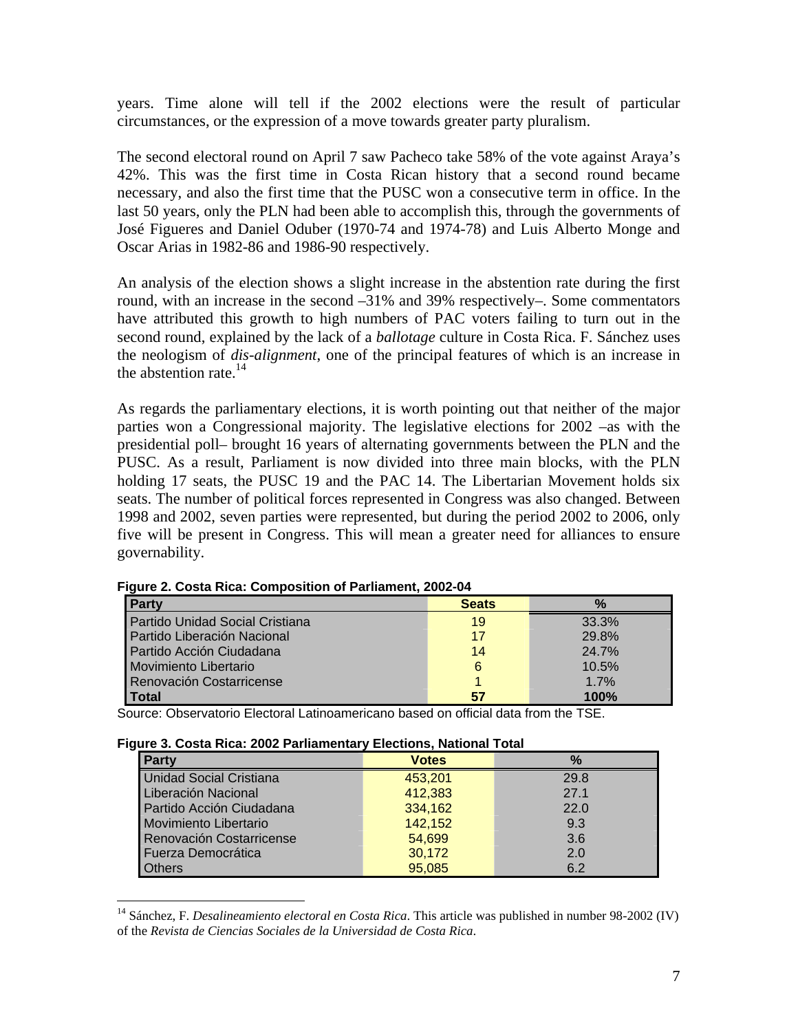years. Time alone will tell if the 2002 elections were the result of particular circumstances, or the expression of a move towards greater party pluralism.

The second electoral round on April 7 saw Pacheco take 58% of the vote against Araya's 42%. This was the first time in Costa Rican history that a second round became necessary, and also the first time that the PUSC won a consecutive term in office. In the last 50 years, only the PLN had been able to accomplish this, through the governments of José Figueres and Daniel Oduber (1970-74 and 1974-78) and Luis Alberto Monge and Oscar Arias in 1982-86 and 1986-90 respectively.

An analysis of the election shows a slight increase in the abstention rate during the first round, with an increase in the second –31% and 39% respectively–. Some commentators have attributed this growth to high numbers of PAC voters failing to turn out in the second round, explained by the lack of a *ballotage* culture in Costa Rica. F. Sánchez uses the neologism of *dis-alignment*, one of the principal features of which is an increase in the abstention rate.[14]

As regards the parliamentary elections, it is worth pointing out that neither of the major parties won a Congressional majority. The legislative elections for 2002 –as with the presidential poll– brought 16 years of alternating governments between the PLN and the PUSC. As a result, Parliament is now divided into three main blocks, with the PLN holding 17 seats, the PUSC 19 and the PAC 14. The Libertarian Movement holds six seats. The number of political forces represented in Congress was also changed. Between 1998 and 2002, seven parties were represented, but during the period 2002 to 2006, only five will be present in Congress. This will mean a greater need for alliances to ensure governability.

**Figure 2. Costa Rica: Composition of Parliament, 2002-04**

| Party | Seats | % |
|---|---|---|
| Partido Unidad Social Cristiana | 19 | 33.3% |
| Partido Liberación Nacional | 17 | 29.8% |
| Partido Acción Ciudadana | 14 | 24.7% |
| Movimiento Libertario | 6 | 10.5% |
| Renovación Costarricense | 1 | 1.7% |
| **Total** | **57** | **100%** |

Source: Observatorio Electoral Latinoamericano based on official data from the TSE.

**Figure 3. Costa Rica: 2002 Parliamentary Elections, National Total**

| Party | Votes | % |
|---|---|---|
| Unidad Social Cristiana | 453,201 | 29.8 |
| Liberación Nacional | 412,383 | 27.1 |
| Partido Acción Ciudadana | 334,162 | 22.0 |
| Movimiento Libertario | 142,152 | 9.3 |
| Renovación Costarricense | 54,699 | 3.6 |
| Fuerza Democrática | 30,172 | 2.0 |
| Others | 95,085 | 6.2 |

[14] Sánchez, F. *Desalineamiento electoral en Costa Rica*. This article was published in number 98-2002 (IV) of the *Revista de Ciencias Sociales de la Universidad de Costa Rica*.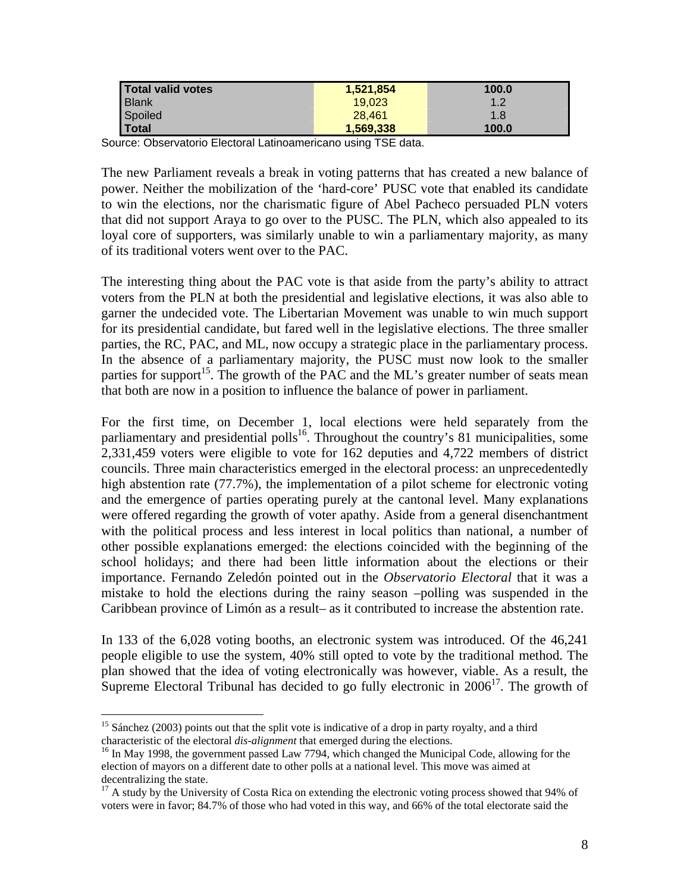| Total valid votes | 1,521,854 | 100.0 |
|---|---|---|
| Blank | 19,023 | 1.2 |
| Spoiled | 28,461 | 1.8 |
| **Total** | **1,569,338** | **100.0** |

Source: Observatorio Electoral Latinoamericano using TSE data.

The new Parliament reveals a break in voting patterns that has created a new balance of power. Neither the mobilization of the 'hard-core' PUSC vote that enabled its candidate to win the elections, nor the charismatic figure of Abel Pacheco persuaded PLN voters that did not support Araya to go over to the PUSC. The PLN, which also appealed to its loyal core of supporters, was similarly unable to win a parliamentary majority, as many of its traditional voters went over to the PAC.

The interesting thing about the PAC vote is that aside from the party's ability to attract voters from the PLN at both the presidential and legislative elections, it was also able to garner the undecided vote. The Libertarian Movement was unable to win much support for its presidential candidate, but fared well in the legislative elections. The three smaller parties, the RC, PAC, and ML, now occupy a strategic place in the parliamentary process. In the absence of a parliamentary majority, the PUSC must now look to the smaller parties for support[15]. The growth of the PAC and the ML's greater number of seats mean that both are now in a position to influence the balance of power in parliament.

For the first time, on December 1, local elections were held separately from the parliamentary and presidential polls[16]. Throughout the country's 81 municipalities, some 2,331,459 voters were eligible to vote for 162 deputies and 4,722 members of district councils. Three main characteristics emerged in the electoral process: an unprecedentedly high abstention rate (77.7%), the implementation of a pilot scheme for electronic voting and the emergence of parties operating purely at the cantonal level. Many explanations were offered regarding the growth of voter apathy. Aside from a general disenchantment with the political process and less interest in local politics than national, a number of other possible explanations emerged: the elections coincided with the beginning of the school holidays; and there had been little information about the elections or their importance. Fernando Zeledón pointed out in the *Observatorio Electoral* that it was a mistake to hold the elections during the rainy season –polling was suspended in the Caribbean province of Limón as a result– as it contributed to increase the abstention rate.

In 133 of the 6,028 voting booths, an electronic system was introduced. Of the 46,241 people eligible to use the system, 40% still opted to vote by the traditional method. The plan showed that the idea of voting electronically was however, viable. As a result, the Supreme Electoral Tribunal has decided to go fully electronic in 2006[17]. The growth of

---

[15] Sánchez (2003) points out that the split vote is indicative of a drop in party royalty, and a third characteristic of the electoral *dis-alignment* that emerged during the elections.

[16] In May 1998, the government passed Law 7794, which changed the Municipal Code, allowing for the election of mayors on a different date to other polls at a national level. This move was aimed at decentralizing the state.

[17] A study by the University of Costa Rica on extending the electronic voting process showed that 94% of voters were in favor; 84.7% of those who had voted in this way, and 66% of the total electorate said the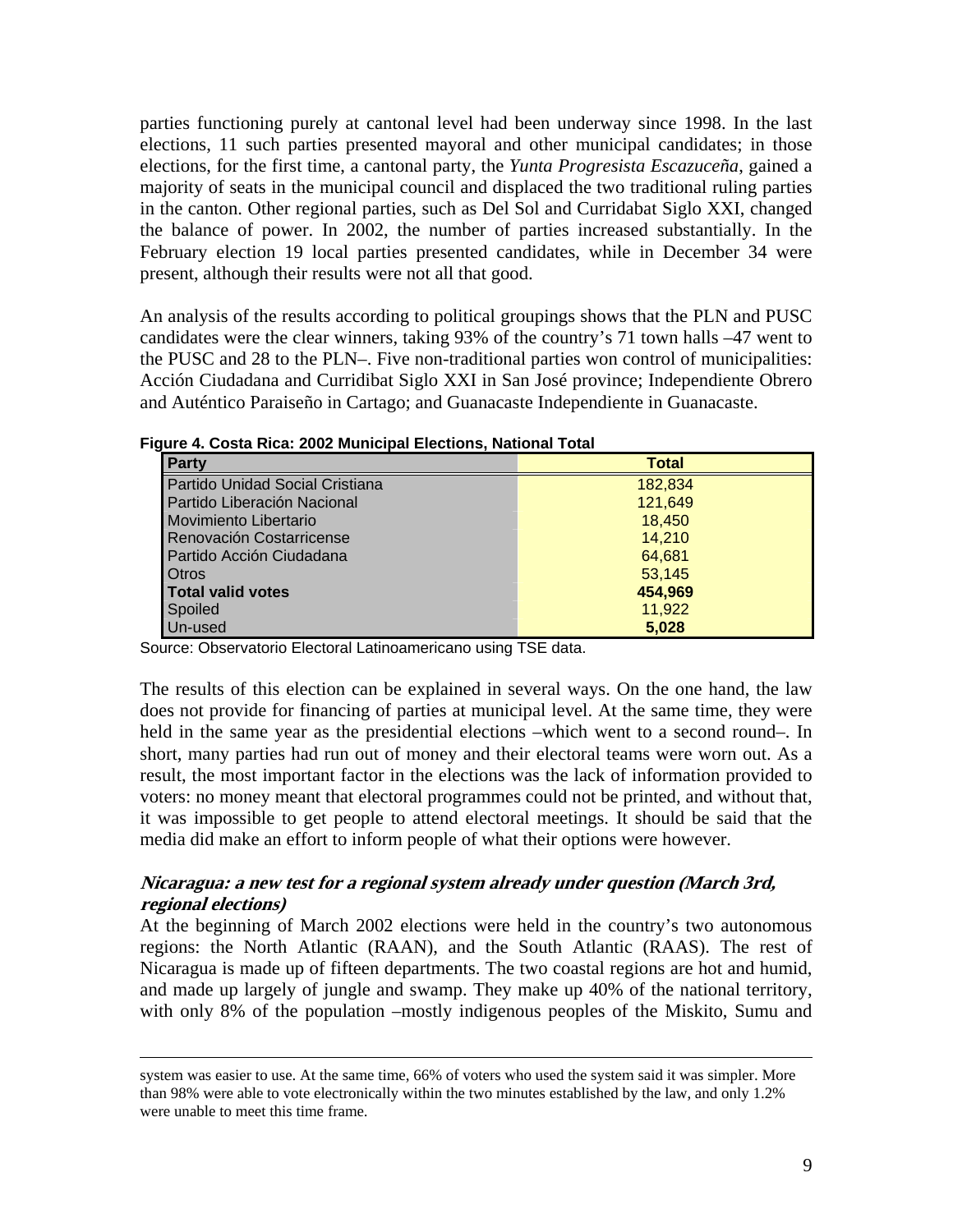parties functioning purely at cantonal level had been underway since 1998. In the last elections, 11 such parties presented mayoral and other municipal candidates; in those elections, for the first time, a cantonal party, the *Yunta Progresista Escazuceña*, gained a majority of seats in the municipal council and displaced the two traditional ruling parties in the canton. Other regional parties, such as Del Sol and Curridabat Siglo XXI, changed the balance of power. In 2002, the number of parties increased substantially. In the February election 19 local parties presented candidates, while in December 34 were present, although their results were not all that good.

An analysis of the results according to political groupings shows that the PLN and PUSC candidates were the clear winners, taking 93% of the country's 71 town halls –47 went to the PUSC and 28 to the PLN–. Five non-traditional parties won control of municipalities: Acción Ciudadana and Curridibat Siglo XXI in San José province; Independiente Obrero and Auténtico Paraiseño in Cartago; and Guanacaste Independiente in Guanacaste.

**Figure 4. Costa Rica: 2002 Municipal Elections, National Total**

| Party | Total |
|---|---|
| Partido Unidad Social Cristiana | 182,834 |
| Partido Liberación Nacional | 121,649 |
| Movimiento Libertario | 18,450 |
| Renovación Costarricense | 14,210 |
| Partido Acción Ciudadana | 64,681 |
| Otros | 53,145 |
| **Total valid votes** | **454,969** |
| Spoiled | 11,922 |
| Un-used | **5,028** |

Source: Observatorio Electoral Latinoamericano using TSE data.

The results of this election can be explained in several ways. On the one hand, the law does not provide for financing of parties at municipal level. At the same time, they were held in the same year as the presidential elections –which went to a second round–. In short, many parties had run out of money and their electoral teams were worn out. As a result, the most important factor in the elections was the lack of information provided to voters: no money meant that electoral programmes could not be printed, and without that, it was impossible to get people to attend electoral meetings. It should be said that the media did make an effort to inform people of what their options were however.

### *Nicaragua: a new test for a regional system already under question (March 3rd, regional elections)*

At the beginning of March 2002 elections were held in the country's two autonomous regions: the North Atlantic (RAAN), and the South Atlantic (RAAS). The rest of Nicaragua is made up of fifteen departments. The two coastal regions are hot and humid, and made up largely of jungle and swamp. They make up 40% of the national territory, with only 8% of the population –mostly indigenous peoples of the Miskito, Sumu and

---

system was easier to use. At the same time, 66% of voters who used the system said it was simpler. More than 98% were able to vote electronically within the two minutes established by the law, and only 1.2% were unable to meet this time frame.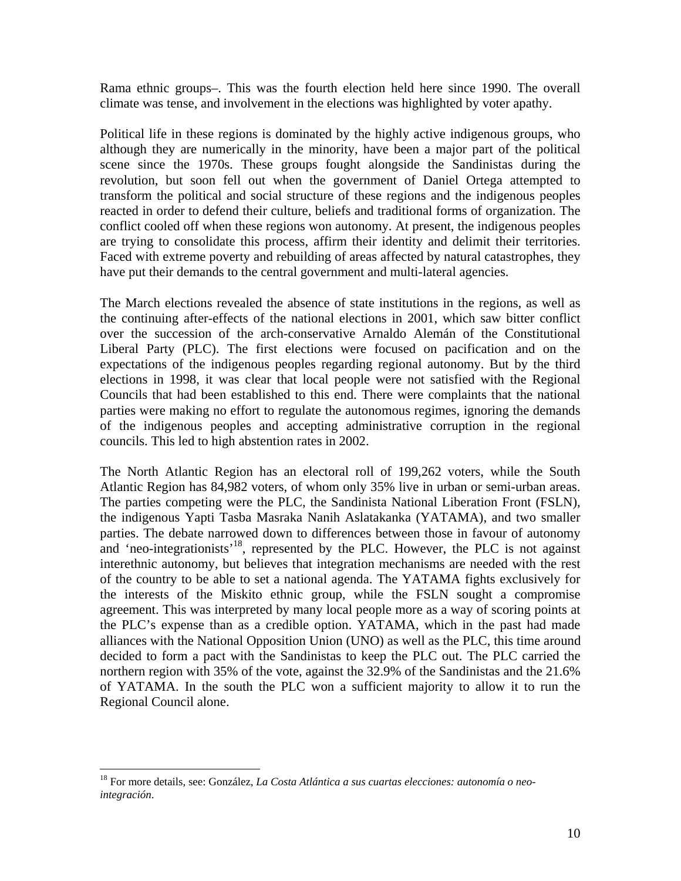Rama ethnic groups–. This was the fourth election held here since 1990. The overall climate was tense, and involvement in the elections was highlighted by voter apathy.

Political life in these regions is dominated by the highly active indigenous groups, who although they are numerically in the minority, have been a major part of the political scene since the 1970s. These groups fought alongside the Sandinistas during the revolution, but soon fell out when the government of Daniel Ortega attempted to transform the political and social structure of these regions and the indigenous peoples reacted in order to defend their culture, beliefs and traditional forms of organization. The conflict cooled off when these regions won autonomy. At present, the indigenous peoples are trying to consolidate this process, affirm their identity and delimit their territories. Faced with extreme poverty and rebuilding of areas affected by natural catastrophes, they have put their demands to the central government and multi-lateral agencies.

The March elections revealed the absence of state institutions in the regions, as well as the continuing after-effects of the national elections in 2001, which saw bitter conflict over the succession of the arch-conservative Arnaldo Alemán of the Constitutional Liberal Party (PLC). The first elections were focused on pacification and on the expectations of the indigenous peoples regarding regional autonomy. But by the third elections in 1998, it was clear that local people were not satisfied with the Regional Councils that had been established to this end. There were complaints that the national parties were making no effort to regulate the autonomous regimes, ignoring the demands of the indigenous peoples and accepting administrative corruption in the regional councils. This led to high abstention rates in 2002.

The North Atlantic Region has an electoral roll of 199,262 voters, while the South Atlantic Region has 84,982 voters, of whom only 35% live in urban or semi-urban areas. The parties competing were the PLC, the Sandinista National Liberation Front (FSLN), the indigenous Yapti Tasba Masraka Nanih Aslatakanka (YATAMA), and two smaller parties. The debate narrowed down to differences between those in favour of autonomy and 'neo-integrationists'[18], represented by the PLC. However, the PLC is not against interethnic autonomy, but believes that integration mechanisms are needed with the rest of the country to be able to set a national agenda. The YATAMA fights exclusively for the interests of the Miskito ethnic group, while the FSLN sought a compromise agreement. This was interpreted by many local people more as a way of scoring points at the PLC's expense than as a credible option. YATAMA, which in the past had made alliances with the National Opposition Union (UNO) as well as the PLC, this time around decided to form a pact with the Sandinistas to keep the PLC out. The PLC carried the northern region with 35% of the vote, against the 32.9% of the Sandinistas and the 21.6% of YATAMA. In the south the PLC won a sufficient majority to allow it to run the Regional Council alone.

[18] For more details, see: González, *La Costa Atlántica a sus cuartas elecciones: autonomía o neo-integración*.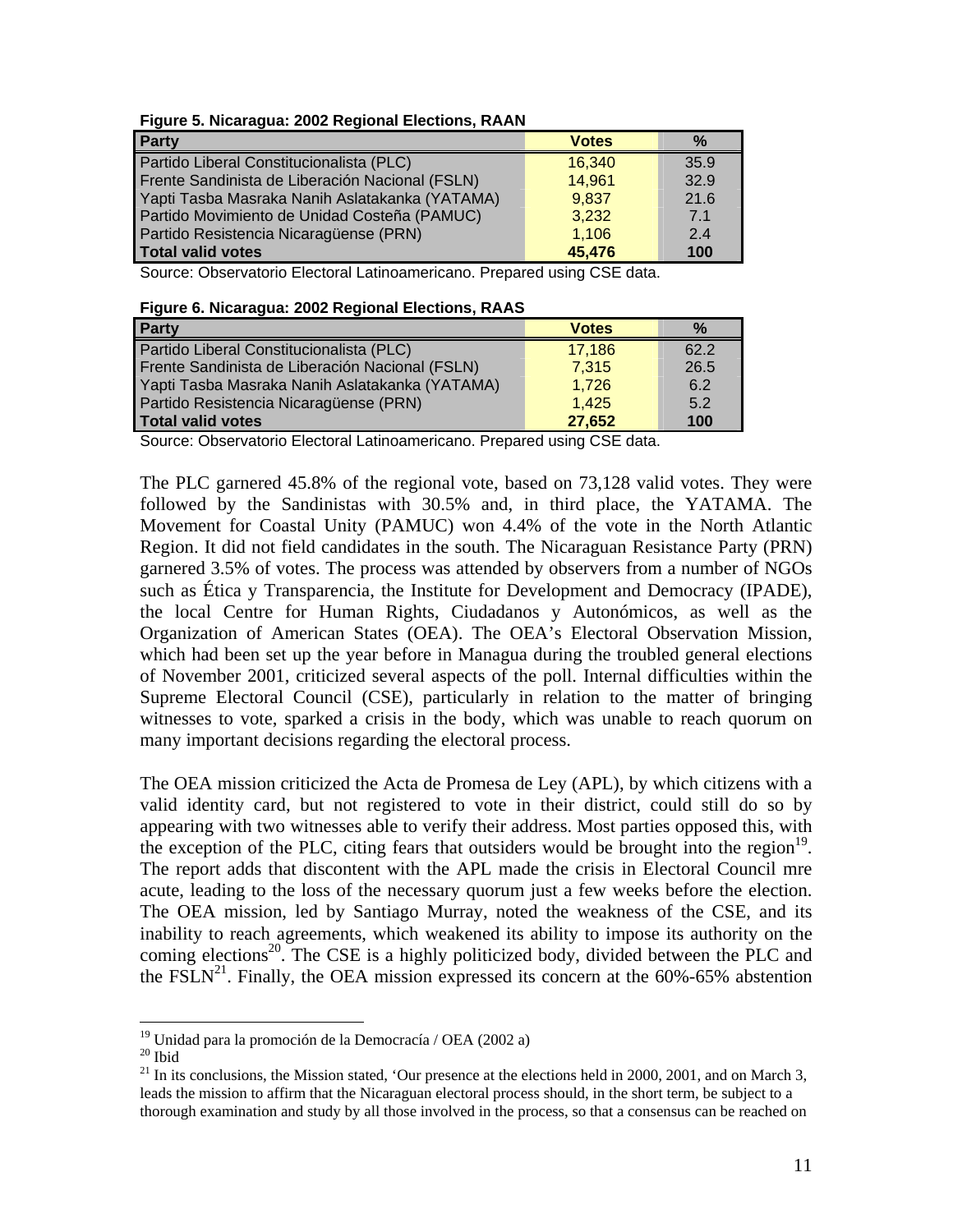**Figure 5. Nicaragua: 2002 Regional Elections, RAAN**

| Party | Votes | % |
|---|---|---|
| Partido Liberal Constitucionalista (PLC) | 16,340 | 35.9 |
| Frente Sandinista de Liberación Nacional (FSLN) | 14,961 | 32.9 |
| Yapti Tasba Masraka Nanih Aslatakanka (YATAMA) | 9,837 | 21.6 |
| Partido Movimiento de Unidad Costeña (PAMUC) | 3,232 | 7.1 |
| Partido Resistencia Nicaragüense (PRN) | 1,106 | 2.4 |
| **Total valid votes** | **45,476** | **100** |

Source: Observatorio Electoral Latinoamericano. Prepared using CSE data.

**Figure 6. Nicaragua: 2002 Regional Elections, RAAS**

| Party | Votes | % |
|---|---|---|
| Partido Liberal Constitucionalista (PLC) | 17,186 | 62.2 |
| Frente Sandinista de Liberación Nacional (FSLN) | 7,315 | 26.5 |
| Yapti Tasba Masraka Nanih Aslatakanka (YATAMA) | 1,726 | 6.2 |
| Partido Resistencia Nicaragüense (PRN) | 1,425 | 5.2 |
| **Total valid votes** | **27,652** | **100** |

Source: Observatorio Electoral Latinoamericano. Prepared using CSE data.

The PLC garnered 45.8% of the regional vote, based on 73,128 valid votes. They were followed by the Sandinistas with 30.5% and, in third place, the YATAMA. The Movement for Coastal Unity (PAMUC) won 4.4% of the vote in the North Atlantic Region. It did not field candidates in the south. The Nicaraguan Resistance Party (PRN) garnered 3.5% of votes. The process was attended by observers from a number of NGOs such as Ética y Transparencia, the Institute for Development and Democracy (IPADE), the local Centre for Human Rights, Ciudadanos y Autonómicos, as well as the Organization of American States (OEA). The OEA's Electoral Observation Mission, which had been set up the year before in Managua during the troubled general elections of November 2001, criticized several aspects of the poll. Internal difficulties within the Supreme Electoral Council (CSE), particularly in relation to the matter of bringing witnesses to vote, sparked a crisis in the body, which was unable to reach quorum on many important decisions regarding the electoral process.

The OEA mission criticized the Acta de Promesa de Ley (APL), by which citizens with a valid identity card, but not registered to vote in their district, could still do so by appearing with two witnesses able to verify their address. Most parties opposed this, with the exception of the PLC, citing fears that outsiders would be brought into the region[19]. The report adds that discontent with the APL made the crisis in Electoral Council mre acute, leading to the loss of the necessary quorum just a few weeks before the election. The OEA mission, led by Santiago Murray, noted the weakness of the CSE, and its inability to reach agreements, which weakened its ability to impose its authority on the coming elections[20]. The CSE is a highly politicized body, divided between the PLC and the FSLN[21]. Finally, the OEA mission expressed its concern at the 60%-65% abstention

---

[19] Unidad para la promoción de la Democracía / OEA (2002 a)

[20] Ibid

[21] In its conclusions, the Mission stated, 'Our presence at the elections held in 2000, 2001, and on March 3, leads the mission to affirm that the Nicaraguan electoral process should, in the short term, be subject to a thorough examination and study by all those involved in the process, so that a consensus can be reached on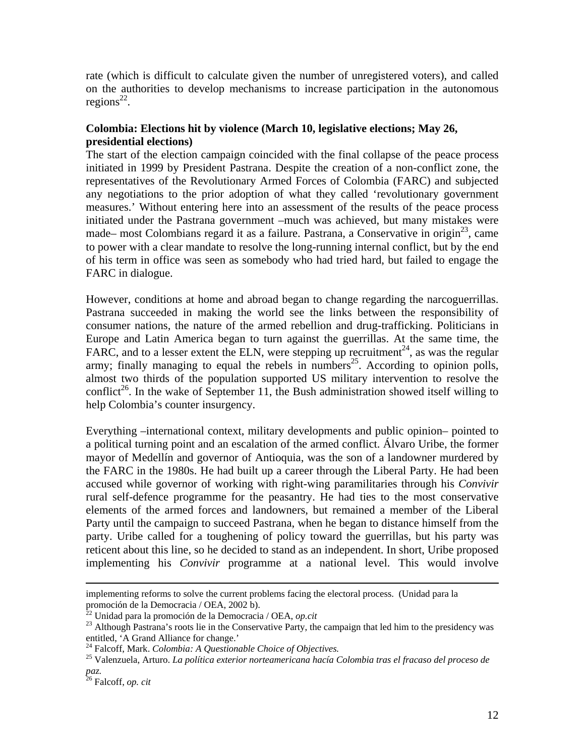rate (which is difficult to calculate given the number of unregistered voters), and called on the authorities to develop mechanisms to increase participation in the autonomous regions[22].

**Colombia: Elections hit by violence (March 10, legislative elections; May 26, presidential elections)**

The start of the election campaign coincided with the final collapse of the peace process initiated in 1999 by President Pastrana. Despite the creation of a non-conflict zone, the representatives of the Revolutionary Armed Forces of Colombia (FARC) and subjected any negotiations to the prior adoption of what they called 'revolutionary government measures.' Without entering here into an assessment of the results of the peace process initiated under the Pastrana government –much was achieved, but many mistakes were made– most Colombians regard it as a failure. Pastrana, a Conservative in origin[23], came to power with a clear mandate to resolve the long-running internal conflict, but by the end of his term in office was seen as somebody who had tried hard, but failed to engage the FARC in dialogue.

However, conditions at home and abroad began to change regarding the narcoguerrillas. Pastrana succeeded in making the world see the links between the responsibility of consumer nations, the nature of the armed rebellion and drug-trafficking. Politicians in Europe and Latin America began to turn against the guerrillas. At the same time, the FARC, and to a lesser extent the ELN, were stepping up recruitment[24], as was the regular army; finally managing to equal the rebels in numbers[25]. According to opinion polls, almost two thirds of the population supported US military intervention to resolve the conflict[26]. In the wake of September 11, the Bush administration showed itself willing to help Colombia's counter insurgency.

Everything –international context, military developments and public opinion– pointed to a political turning point and an escalation of the armed conflict. Álvaro Uribe, the former mayor of Medellín and governor of Antioquia, was the son of a landowner murdered by the FARC in the 1980s. He had built up a career through the Liberal Party. He had been accused while governor of working with right-wing paramilitaries through his *Convivir* rural self-defence programme for the peasantry. He had ties to the most conservative elements of the armed forces and landowners, but remained a member of the Liberal Party until the campaign to succeed Pastrana, when he began to distance himself from the party. Uribe called for a toughening of policy toward the guerrillas, but his party was reticent about this line, so he decided to stand as an independent. In short, Uribe proposed implementing his *Convivir* programme at a national level. This would involve

---

implementing reforms to solve the current problems facing the electoral process. (Unidad para la promoción de la Democracia / OEA, 2002 b).

[22] Unidad para la promoción de la Democracia / OEA, *op.cit*

[23] Although Pastrana's roots lie in the Conservative Party, the campaign that led him to the presidency was entitled, 'A Grand Alliance for change.'

[24] Falcoff, Mark. *Colombia: A Questionable Choice of Objectives.*

[25] Valenzuela, Arturo. *La política exterior norteamericana hacía Colombia tras el fracaso del proceso de paz.*

[26] Falcoff, *op. cit*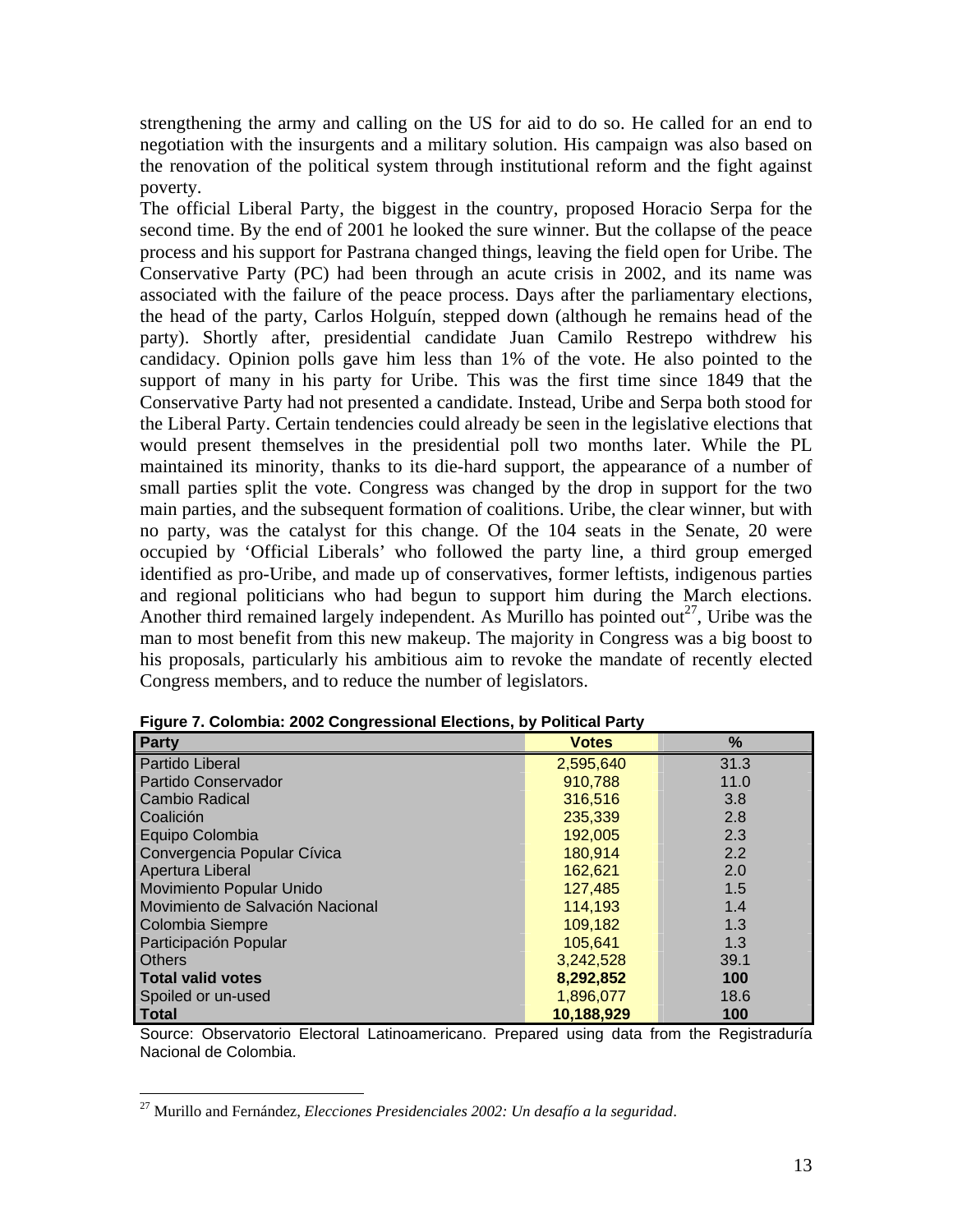strengthening the army and calling on the US for aid to do so. He called for an end to negotiation with the insurgents and a military solution. His campaign was also based on the renovation of the political system through institutional reform and the fight against poverty.

The official Liberal Party, the biggest in the country, proposed Horacio Serpa for the second time. By the end of 2001 he looked the sure winner. But the collapse of the peace process and his support for Pastrana changed things, leaving the field open for Uribe. The Conservative Party (PC) had been through an acute crisis in 2002, and its name was associated with the failure of the peace process. Days after the parliamentary elections, the head of the party, Carlos Holguín, stepped down (although he remains head of the party). Shortly after, presidential candidate Juan Camilo Restrepo withdrew his candidacy. Opinion polls gave him less than 1% of the vote. He also pointed to the support of many in his party for Uribe. This was the first time since 1849 that the Conservative Party had not presented a candidate. Instead, Uribe and Serpa both stood for the Liberal Party. Certain tendencies could already be seen in the legislative elections that would present themselves in the presidential poll two months later. While the PL maintained its minority, thanks to its die-hard support, the appearance of a number of small parties split the vote. Congress was changed by the drop in support for the two main parties, and the subsequent formation of coalitions. Uribe, the clear winner, but with no party, was the catalyst for this change. Of the 104 seats in the Senate, 20 were occupied by 'Official Liberals' who followed the party line, a third group emerged identified as pro-Uribe, and made up of conservatives, former leftists, indigenous parties and regional politicians who had begun to support him during the March elections. Another third remained largely independent. As Murillo has pointed out[27], Uribe was the man to most benefit from this new makeup. The majority in Congress was a big boost to his proposals, particularly his ambitious aim to revoke the mandate of recently elected Congress members, and to reduce the number of legislators.

**Figure 7. Colombia: 2002 Congressional Elections, by Political Party**

| Party | Votes | % |
|---|---|---|
| Partido Liberal | 2,595,640 | 31.3 |
| Partido Conservador | 910,788 | 11.0 |
| Cambio Radical | 316,516 | 3.8 |
| Coalición | 235,339 | 2.8 |
| Equipo Colombia | 192,005 | 2.3 |
| Convergencia Popular Cívica | 180,914 | 2.2 |
| Apertura Liberal | 162,621 | 2.0 |
| Movimiento Popular Unido | 127,485 | 1.5 |
| Movimiento de Salvación Nacional | 114,193 | 1.4 |
| Colombia Siempre | 109,182 | 1.3 |
| Participación Popular | 105,641 | 1.3 |
| Others | 3,242,528 | 39.1 |
| **Total valid votes** | **8,292,852** | **100** |
| Spoiled or un-used | 1,896,077 | 18.6 |
| **Total** | **10,188,929** | **100** |

Source: Observatorio Electoral Latinoamericano. Prepared using data from the Registraduría Nacional de Colombia.

[27] Murillo and Fernández, *Elecciones Presidenciales 2002: Un desafío a la seguridad*.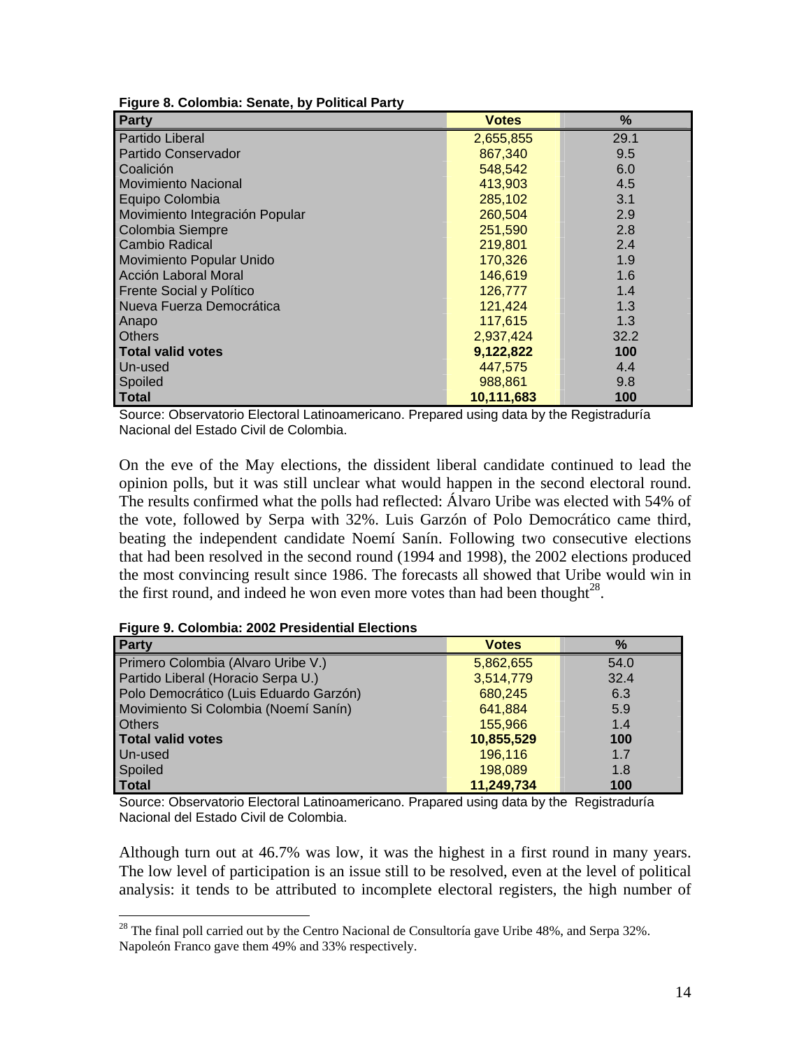**Figure 8. Colombia: Senate, by Political Party**

| Party | Votes | % |
|---|---|---|
| Partido Liberal | 2,655,855 | 29.1 |
| Partido Conservador | 867,340 | 9.5 |
| Coalición | 548,542 | 6.0 |
| Movimiento Nacional | 413,903 | 4.5 |
| Equipo Colombia | 285,102 | 3.1 |
| Movimiento Integración Popular | 260,504 | 2.9 |
| Colombia Siempre | 251,590 | 2.8 |
| Cambio Radical | 219,801 | 2.4 |
| Movimiento Popular Unido | 170,326 | 1.9 |
| Acción Laboral Moral | 146,619 | 1.6 |
| Frente Social y Político | 126,777 | 1.4 |
| Nueva Fuerza Democrática | 121,424 | 1.3 |
| Anapo | 117,615 | 1.3 |
| Others | 2,937,424 | 32.2 |
| **Total valid votes** | **9,122,822** | **100** |
| Un-used | 447,575 | 4.4 |
| Spoiled | 988,861 | 9.8 |
| **Total** | **10,111,683** | **100** |

Source: Observatorio Electoral Latinoamericano. Prepared using data by the Registraduría Nacional del Estado Civil de Colombia.

On the eve of the May elections, the dissident liberal candidate continued to lead the opinion polls, but it was still unclear what would happen in the second electoral round. The results confirmed what the polls had reflected: Álvaro Uribe was elected with 54% of the vote, followed by Serpa with 32%. Luis Garzón of Polo Democrático came third, beating the independent candidate Noemí Sanín. Following two consecutive elections that had been resolved in the second round (1994 and 1998), the 2002 elections produced the most convincing result since 1986. The forecasts all showed that Uribe would win in the first round, and indeed he won even more votes than had been thought[28].

**Figure 9. Colombia: 2002 Presidential Elections**

| Party | Votes | % |
|---|---|---|
| Primero Colombia (Alvaro Uribe V.) | 5,862,655 | 54.0 |
| Partido Liberal (Horacio Serpa U.) | 3,514,779 | 32.4 |
| Polo Democrático (Luis Eduardo Garzón) | 680,245 | 6.3 |
| Movimiento Si Colombia (Noemí Sanín) | 641,884 | 5.9 |
| Others | 155,966 | 1.4 |
| **Total valid votes** | **10,855,529** | **100** |
| Un-used | 196,116 | 1.7 |
| Spoiled | 198,089 | 1.8 |
| **Total** | **11,249,734** | **100** |

Source: Observatorio Electoral Latinoamericano. Prapared using data by the Registraduría Nacional del Estado Civil de Colombia.

Although turn out at 46.7% was low, it was the highest in a first round in many years. The low level of participation is an issue still to be resolved, even at the level of political analysis: it tends to be attributed to incomplete electoral registers, the high number of

[28] The final poll carried out by the Centro Nacional de Consultoría gave Uribe 48%, and Serpa 32%. Napoleón Franco gave them 49% and 33% respectively.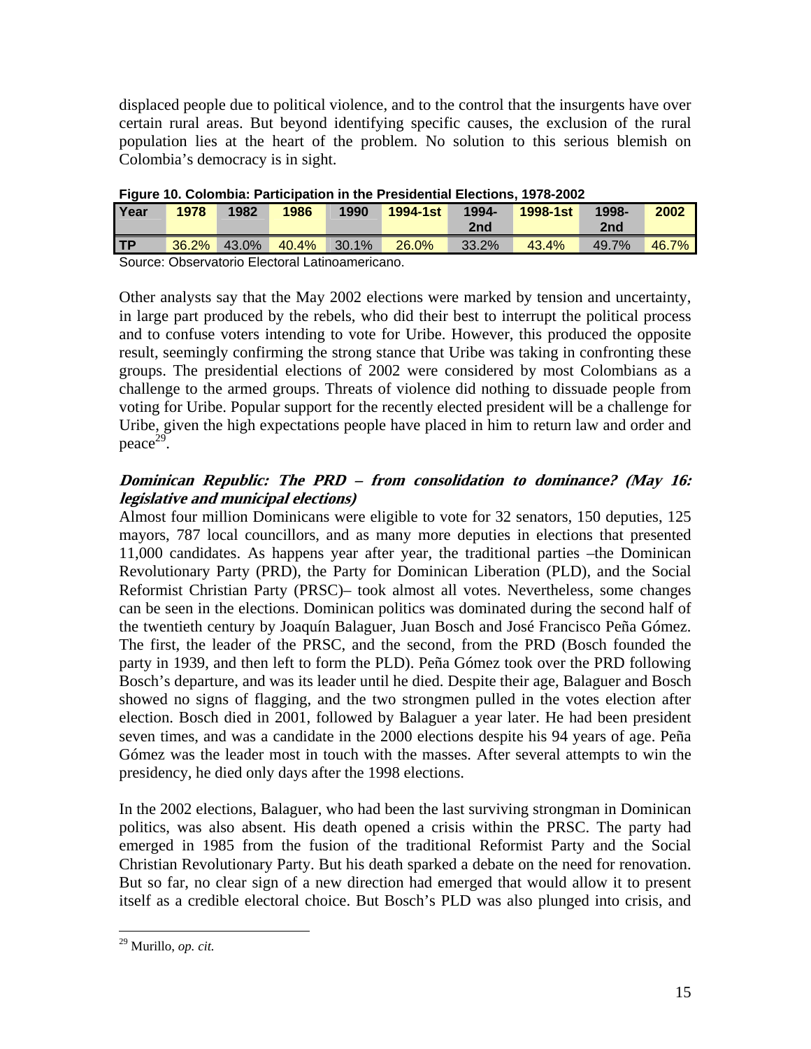displaced people due to political violence, and to the control that the insurgents have over certain rural areas. But beyond identifying specific causes, the exclusion of the rural population lies at the heart of the problem. No solution to this serious blemish on Colombia's democracy is in sight.

**Figure 10. Colombia: Participation in the Presidential Elections, 1978-2002**

| Year | 1978 | 1982 | 1986 | 1990 | 1994-1st | 1994-2nd | 1998-1st | 1998-2nd | 2002 |
|---|---|---|---|---|---|---|---|---|---|
| TP | 36.2% | 43.0% | 40.4% | 30.1% | 26.0% | 33.2% | 43.4% | 49.7% | 46.7% |

Source: Observatorio Electoral Latinoamericano.

Other analysts say that the May 2002 elections were marked by tension and uncertainty, in large part produced by the rebels, who did their best to interrupt the political process and to confuse voters intending to vote for Uribe. However, this produced the opposite result, seemingly confirming the strong stance that Uribe was taking in confronting these groups. The presidential elections of 2002 were considered by most Colombians as a challenge to the armed groups. Threats of violence did nothing to dissuade people from voting for Uribe. Popular support for the recently elected president will be a challenge for Uribe, given the high expectations people have placed in him to return law and order and peace[29].

### *Dominican Republic: The PRD – from consolidation to dominance? (May 16: legislative and municipal elections)*

Almost four million Dominicans were eligible to vote for 32 senators, 150 deputies, 125 mayors, 787 local councillors, and as many more deputies in elections that presented 11,000 candidates. As happens year after year, the traditional parties –the Dominican Revolutionary Party (PRD), the Party for Dominican Liberation (PLD), and the Social Reformist Christian Party (PRSC)– took almost all votes. Nevertheless, some changes can be seen in the elections. Dominican politics was dominated during the second half of the twentieth century by Joaquín Balaguer, Juan Bosch and José Francisco Peña Gómez. The first, the leader of the PRSC, and the second, from the PRD (Bosch founded the party in 1939, and then left to form the PLD). Peña Gómez took over the PRD following Bosch's departure, and was its leader until he died. Despite their age, Balaguer and Bosch showed no signs of flagging, and the two strongmen pulled in the votes election after election. Bosch died in 2001, followed by Balaguer a year later. He had been president seven times, and was a candidate in the 2000 elections despite his 94 years of age. Peña Gómez was the leader most in touch with the masses. After several attempts to win the presidency, he died only days after the 1998 elections.

In the 2002 elections, Balaguer, who had been the last surviving strongman in Dominican politics, was also absent. His death opened a crisis within the PRSC. The party had emerged in 1985 from the fusion of the traditional Reformist Party and the Social Christian Revolutionary Party. But his death sparked a debate on the need for renovation. But so far, no clear sign of a new direction had emerged that would allow it to present itself as a credible electoral choice. But Bosch's PLD was also plunged into crisis, and

[29] Murillo, *op. cit.*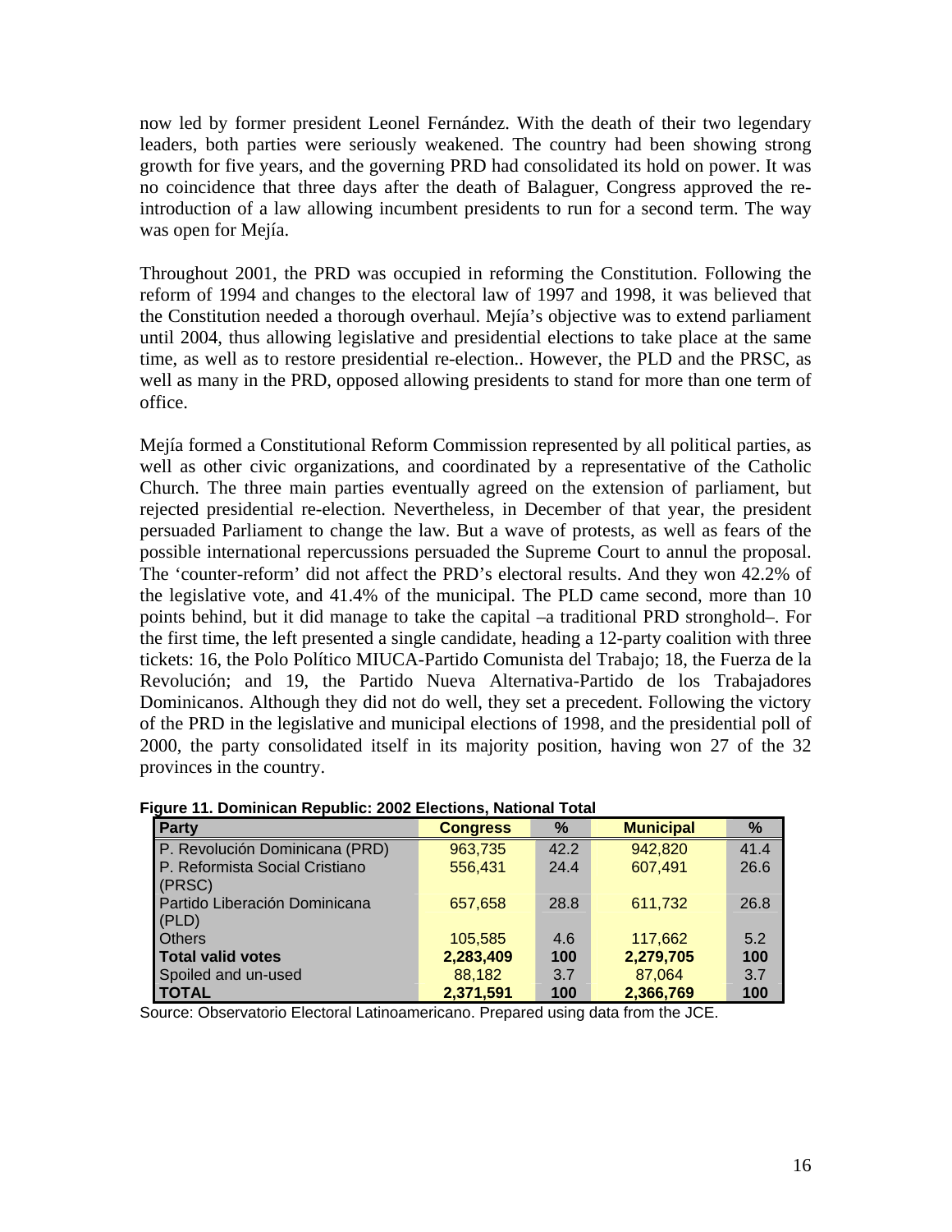now led by former president Leonel Fernández. With the death of their two legendary leaders, both parties were seriously weakened. The country had been showing strong growth for five years, and the governing PRD had consolidated its hold on power. It was no coincidence that three days after the death of Balaguer, Congress approved the re-introduction of a law allowing incumbent presidents to run for a second term. The way was open for Mejía.

Throughout 2001, the PRD was occupied in reforming the Constitution. Following the reform of 1994 and changes to the electoral law of 1997 and 1998, it was believed that the Constitution needed a thorough overhaul. Mejía's objective was to extend parliament until 2004, thus allowing legislative and presidential elections to take place at the same time, as well as to restore presidential re-election.. However, the PLD and the PRSC, as well as many in the PRD, opposed allowing presidents to stand for more than one term of office.

Mejía formed a Constitutional Reform Commission represented by all political parties, as well as other civic organizations, and coordinated by a representative of the Catholic Church. The three main parties eventually agreed on the extension of parliament, but rejected presidential re-election. Nevertheless, in December of that year, the president persuaded Parliament to change the law. But a wave of protests, as well as fears of the possible international repercussions persuaded the Supreme Court to annul the proposal. The 'counter-reform' did not affect the PRD's electoral results. And they won 42.2% of the legislative vote, and 41.4% of the municipal. The PLD came second, more than 10 points behind, but it did manage to take the capital –a traditional PRD stronghold–. For the first time, the left presented a single candidate, heading a 12-party coalition with three tickets: 16, the Polo Político MIUCA-Partido Comunista del Trabajo; 18, the Fuerza de la Revolución; and 19, the Partido Nueva Alternativa-Partido de los Trabajadores Dominicanos. Although they did not do well, they set a precedent. Following the victory of the PRD in the legislative and municipal elections of 1998, and the presidential poll of 2000, the party consolidated itself in its majority position, having won 27 of the 32 provinces in the country.

**Figure 11. Dominican Republic: 2002 Elections, National Total**

| Party | Congress | % | Municipal | % |
|---|---|---|---|---|
| P. Revolución Dominicana (PRD) | 963,735 | 42.2 | 942,820 | 41.4 |
| P. Reformista Social Cristiano (PRSC) | 556,431 | 24.4 | 607,491 | 26.6 |
| Partido Liberación Dominicana (PLD) | 657,658 | 28.8 | 611,732 | 26.8 |
| Others | 105,585 | 4.6 | 117,662 | 5.2 |
| **Total valid votes** | **2,283,409** | **100** | **2,279,705** | **100** |
| Spoiled and un-used | 88,182 | 3.7 | 87,064 | 3.7 |
| **TOTAL** | **2,371,591** | **100** | **2,366,769** | **100** |

Source: Observatorio Electoral Latinoamericano. Prepared using data from the JCE.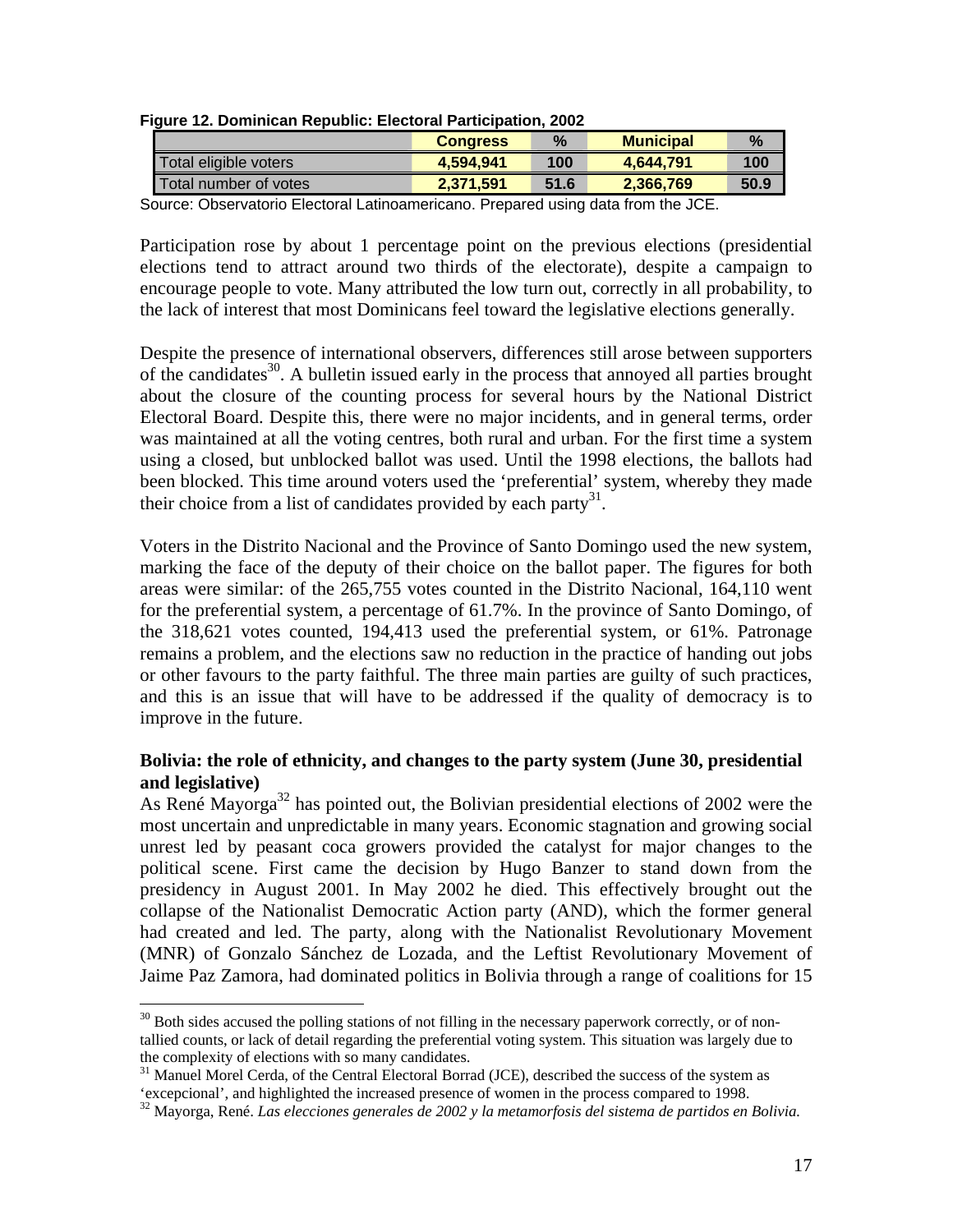**Figure 12. Dominican Republic: Electoral Participation, 2002**

| | Congress | % | Municipal | % |
|---|---|---|---|---|
| Total eligible voters | 4,594,941 | 100 | 4,644,791 | 100 |
| Total number of votes | 2,371,591 | 51.6 | 2,366,769 | 50.9 |

Source: Observatorio Electoral Latinoamericano. Prepared using data from the JCE.

Participation rose by about 1 percentage point on the previous elections (presidential elections tend to attract around two thirds of the electorate), despite a campaign to encourage people to vote. Many attributed the low turn out, correctly in all probability, to the lack of interest that most Dominicans feel toward the legislative elections generally.

Despite the presence of international observers, differences still arose between supporters of the candidates[30]. A bulletin issued early in the process that annoyed all parties brought about the closure of the counting process for several hours by the National District Electoral Board. Despite this, there were no major incidents, and in general terms, order was maintained at all the voting centres, both rural and urban. For the first time a system using a closed, but unblocked ballot was used. Until the 1998 elections, the ballots had been blocked. This time around voters used the 'preferential' system, whereby they made their choice from a list of candidates provided by each party[31].

Voters in the Distrito Nacional and the Province of Santo Domingo used the new system, marking the face of the deputy of their choice on the ballot paper. The figures for both areas were similar: of the 265,755 votes counted in the Distrito Nacional, 164,110 went for the preferential system, a percentage of 61.7%. In the province of Santo Domingo, of the 318,621 votes counted, 194,413 used the preferential system, or 61%. Patronage remains a problem, and the elections saw no reduction in the practice of handing out jobs or other favours to the party faithful. The three main parties are guilty of such practices, and this is an issue that will have to be addressed if the quality of democracy is to improve in the future.

### Bolivia: the role of ethnicity, and changes to the party system (June 30, presidential and legislative)

As René Mayorga[32] has pointed out, the Bolivian presidential elections of 2002 were the most uncertain and unpredictable in many years. Economic stagnation and growing social unrest led by peasant coca growers provided the catalyst for major changes to the political scene. First came the decision by Hugo Banzer to stand down from the presidency in August 2001. In May 2002 he died. This effectively brought out the collapse of the Nationalist Democratic Action party (AND), which the former general had created and led. The party, along with the Nationalist Revolutionary Movement (MNR) of Gonzalo Sánchez de Lozada, and the Leftist Revolutionary Movement of Jaime Paz Zamora, had dominated politics in Bolivia through a range of coalitions for 15

---

[30] Both sides accused the polling stations of not filling in the necessary paperwork correctly, or of non-tallied counts, or lack of detail regarding the preferential voting system. This situation was largely due to the complexity of elections with so many candidates.

[31] Manuel Morel Cerda, of the Central Electoral Borrad (JCE), described the success of the system as 'excepcional', and highlighted the increased presence of women in the process compared to 1998.

[32] Mayorga, René. *Las elecciones generales de 2002 y la metamorfosis del sistema de partidos en Bolivia.*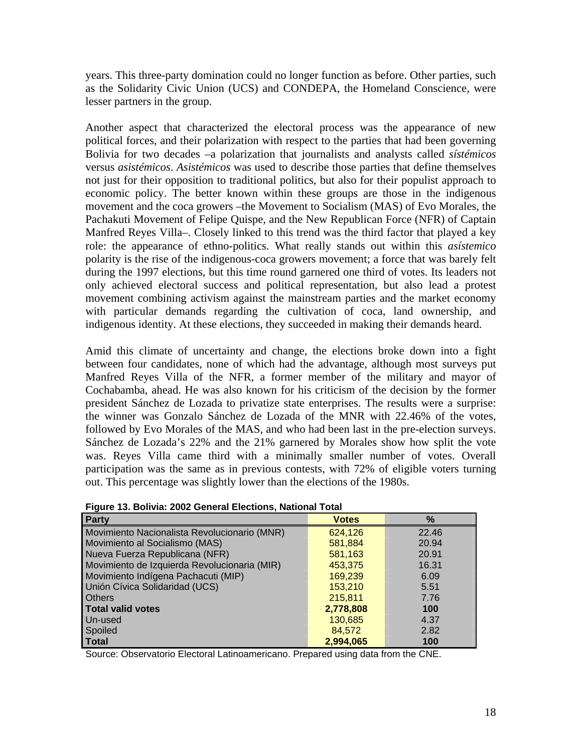years. This three-party domination could no longer function as before. Other parties, such as the Solidarity Civic Union (UCS) and CONDEPA, the Homeland Conscience, were lesser partners in the group.

Another aspect that characterized the electoral process was the appearance of new political forces, and their polarization with respect to the parties that had been governing Bolivia for two decades –a polarization that journalists and analysts called *sístémicos* versus *asistémicos*. *Asistémicos* was used to describe those parties that define themselves not just for their opposition to traditional politics, but also for their populist approach to economic policy. The better known within these groups are those in the indigenous movement and the coca growers –the Movement to Socialism (MAS) of Evo Morales, the Pachakuti Movement of Felipe Quispe, and the New Republican Force (NFR) of Captain Manfred Reyes Villa–. Closely linked to this trend was the third factor that played a key role: the appearance of ethno-politics. What really stands out within this *asístemico* polarity is the rise of the indigenous-coca growers movement; a force that was barely felt during the 1997 elections, but this time round garnered one third of votes. Its leaders not only achieved electoral success and political representation, but also lead a protest movement combining activism against the mainstream parties and the market economy with particular demands regarding the cultivation of coca, land ownership, and indigenous identity. At these elections, they succeeded in making their demands heard.

Amid this climate of uncertainty and change, the elections broke down into a fight between four candidates, none of which had the advantage, although most surveys put Manfred Reyes Villa of the NFR, a former member of the military and mayor of Cochabamba, ahead. He was also known for his criticism of the decision by the former president Sánchez de Lozada to privatize state enterprises. The results were a surprise: the winner was Gonzalo Sánchez de Lozada of the MNR with 22.46% of the votes, followed by Evo Morales of the MAS, and who had been last in the pre-election surveys. Sánchez de Lozada's 22% and the 21% garnered by Morales show how split the vote was. Reyes Villa came third with a minimally smaller number of votes. Overall participation was the same as in previous contests, with 72% of eligible voters turning out. This percentage was slightly lower than the elections of the 1980s.

**Figure 13. Bolivia: 2002 General Elections, National Total**

| Party | Votes | % |
|---|---|---|
| Movimiento Nacionalista Revolucionario (MNR) | 624,126 | 22.46 |
| Movimiento al Socialismo (MAS) | 581,884 | 20.94 |
| Nueva Fuerza Republicana (NFR) | 581,163 | 20.91 |
| Movimiento de Izquierda Revolucionaria (MIR) | 453,375 | 16.31 |
| Movimiento Indígena Pachacuti (MIP) | 169,239 | 6.09 |
| Unión Cívica Solidaridad (UCS) | 153,210 | 5.51 |
| Others | 215,811 | 7.76 |
| **Total valid votes** | **2,778,808** | **100** |
| Un-used | 130,685 | 4.37 |
| Spoiled | 84,572 | 2.82 |
| **Total** | **2,994,065** | **100** |

Source: Observatorio Electoral Latinoamericano. Prepared using data from the CNE.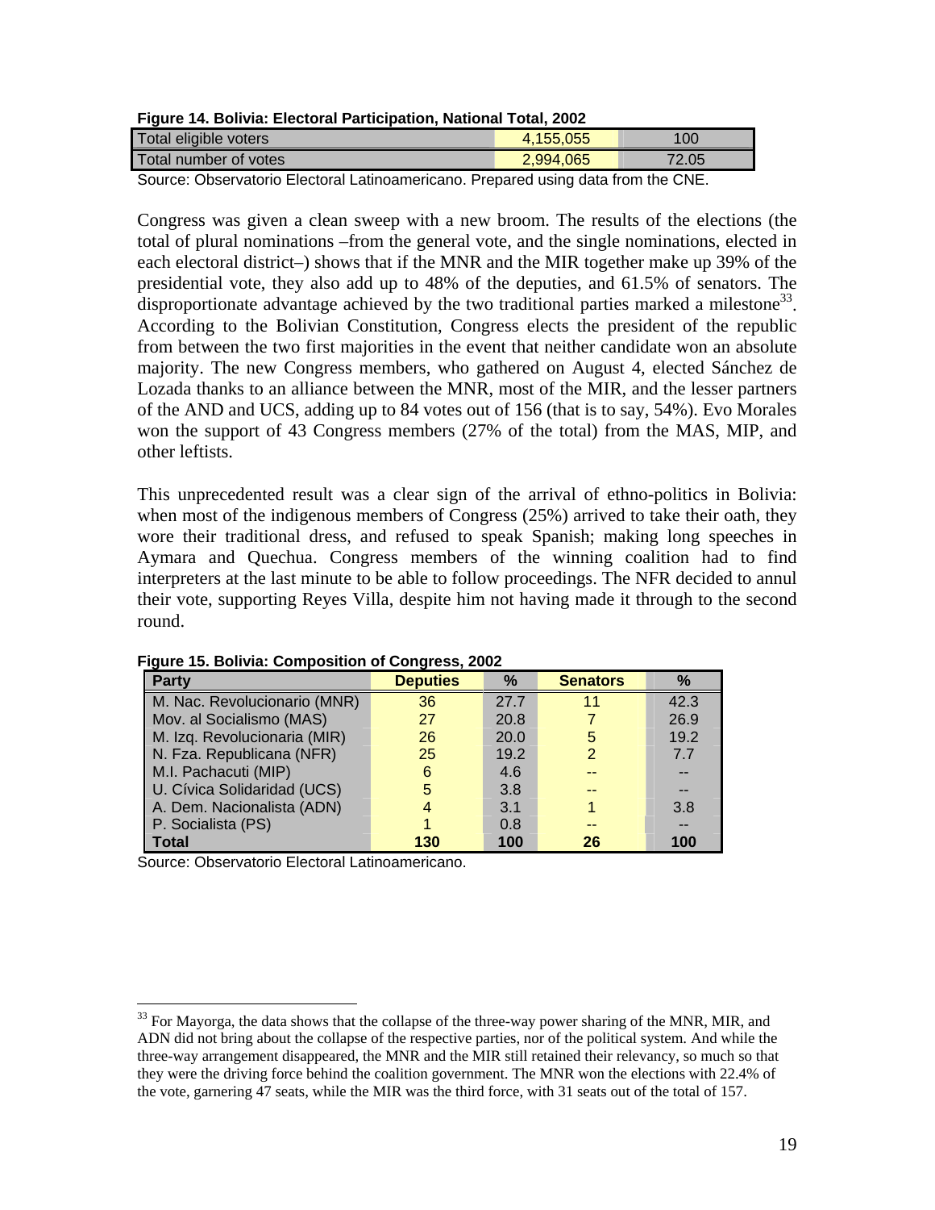**Figure 14. Bolivia: Electoral Participation, National Total, 2002**

| | | |
|---|---|---|
| Total eligible voters | 4,155,055 | 100 |
| Total number of votes | 2,994,065 | 72.05 |

Source: Observatorio Electoral Latinoamericano. Prepared using data from the CNE.

Congress was given a clean sweep with a new broom. The results of the elections (the total of plural nominations –from the general vote, and the single nominations, elected in each electoral district–) shows that if the MNR and the MIR together make up 39% of the presidential vote, they also add up to 48% of the deputies, and 61.5% of senators. The disproportionate advantage achieved by the two traditional parties marked a milestone[33]. According to the Bolivian Constitution, Congress elects the president of the republic from between the two first majorities in the event that neither candidate won an absolute majority. The new Congress members, who gathered on August 4, elected Sánchez de Lozada thanks to an alliance between the MNR, most of the MIR, and the lesser partners of the AND and UCS, adding up to 84 votes out of 156 (that is to say, 54%). Evo Morales won the support of 43 Congress members (27% of the total) from the MAS, MIP, and other leftists.

This unprecedented result was a clear sign of the arrival of ethno-politics in Bolivia: when most of the indigenous members of Congress (25%) arrived to take their oath, they wore their traditional dress, and refused to speak Spanish; making long speeches in Aymara and Quechua. Congress members of the winning coalition had to find interpreters at the last minute to be able to follow proceedings. The NFR decided to annul their vote, supporting Reyes Villa, despite him not having made it through to the second round.

**Figure 15. Bolivia: Composition of Congress, 2002**

| Party | Deputies | % | Senators | % |
|---|---|---|---|---|
| M. Nac. Revolucionario (MNR) | 36 | 27.7 | 11 | 42.3 |
| Mov. al Socialismo (MAS) | 27 | 20.8 | 7 | 26.9 |
| M. Izq. Revolucionaria (MIR) | 26 | 20.0 | 5 | 19.2 |
| N. Fza. Republicana (NFR) | 25 | 19.2 | 2 | 7.7 |
| M.I. Pachacuti (MIP) | 6 | 4.6 | -- | -- |
| U. Cívica Solidaridad (UCS) | 5 | 3.8 | -- | -- |
| A. Dem. Nacionalista (ADN) | 4 | 3.1 | 1 | 3.8 |
| P. Socialista (PS) | 1 | 0.8 | -- | -- |
| **Total** | **130** | **100** | **26** | **100** |

Source: Observatorio Electoral Latinoamericano.

---

[33] For Mayorga, the data shows that the collapse of the three-way power sharing of the MNR, MIR, and ADN did not bring about the collapse of the respective parties, nor of the political system. And while the three-way arrangement disappeared, the MNR and the MIR still retained their relevancy, so much so that they were the driving force behind the coalition government. The MNR won the elections with 22.4% of the vote, garnering 47 seats, while the MIR was the third force, with 31 seats out of the total of 157.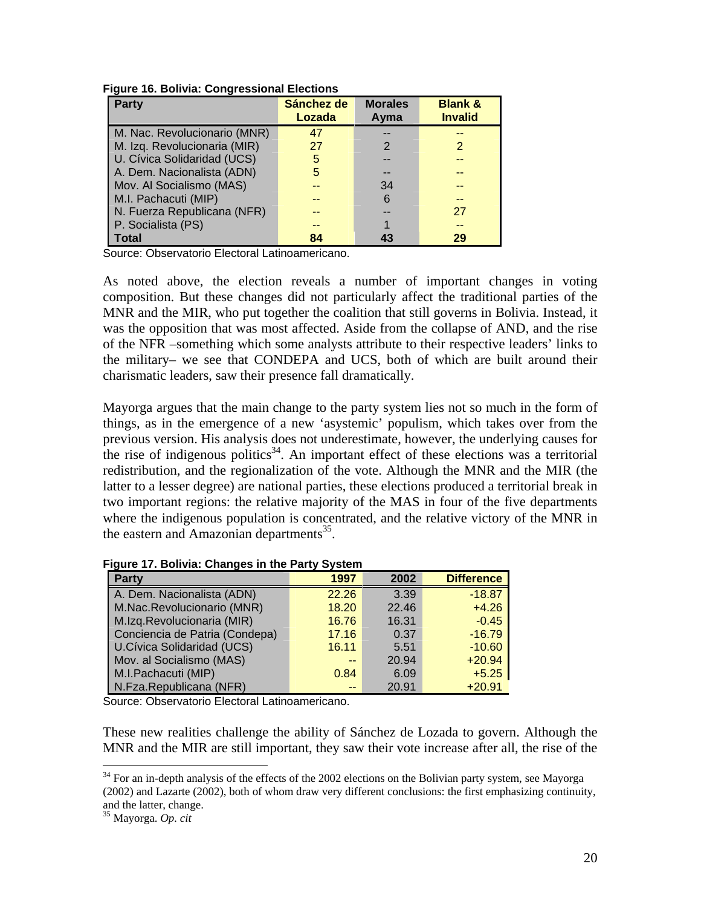**Figure 16. Bolivia: Congressional Elections**

| Party | Sánchez de Lozada | Morales Ayma | Blank & Invalid |
|---|---|---|---|
| M. Nac. Revolucionario (MNR) | 47 | -- | -- |
| M. Izq. Revolucionaria (MIR) | 27 | 2 | 2 |
| U. Cívica Solidaridad (UCS) | 5 | -- | -- |
| A. Dem. Nacionalista (ADN) | 5 | -- | -- |
| Mov. Al Socialismo (MAS) | -- | 34 | -- |
| M.I. Pachacuti (MIP) | -- | 6 | -- |
| N. Fuerza Republicana (NFR) | -- | -- | 27 |
| P. Socialista (PS) | -- | 1 | -- |
| **Total** | **84** | **43** | **29** |

Source: Observatorio Electoral Latinoamericano.

As noted above, the election reveals a number of important changes in voting composition. But these changes did not particularly affect the traditional parties of the MNR and the MIR, who put together the coalition that still governs in Bolivia. Instead, it was the opposition that was most affected. Aside from the collapse of AND, and the rise of the NFR –something which some analysts attribute to their respective leaders' links to the military– we see that CONDEPA and UCS, both of which are built around their charismatic leaders, saw their presence fall dramatically.

Mayorga argues that the main change to the party system lies not so much in the form of things, as in the emergence of a new 'asystemic' populism, which takes over from the previous version. His analysis does not underestimate, however, the underlying causes for the rise of indigenous politics[34]. An important effect of these elections was a territorial redistribution, and the regionalization of the vote. Although the MNR and the MIR (the latter to a lesser degree) are national parties, these elections produced a territorial break in two important regions: the relative majority of the MAS in four of the five departments where the indigenous population is concentrated, and the relative victory of the MNR in the eastern and Amazonian departments[35].

**Figure 17. Bolivia: Changes in the Party System**

| Party | 1997 | 2002 | Difference |
|---|---|---|---|
| A. Dem. Nacionalista (ADN) | 22.26 | 3.39 | -18.87 |
| M.Nac.Revolucionario (MNR) | 18.20 | 22.46 | +4.26 |
| M.Izq.Revolucionaria (MIR) | 16.76 | 16.31 | -0.45 |
| Conciencia de Patria (Condepa) | 17.16 | 0.37 | -16.79 |
| U.Cívica Solidaridad (UCS) | 16.11 | 5.51 | -10.60 |
| Mov. al Socialismo (MAS) | -- | 20.94 | +20.94 |
| M.I.Pachacuti (MIP) | 0.84 | 6.09 | +5.25 |
| N.Fza.Republicana (NFR) | -- | 20.91 | +20.91 |

Source: Observatorio Electoral Latinoamericano.

These new realities challenge the ability of Sánchez de Lozada to govern. Although the MNR and the MIR are still important, they saw their vote increase after all, the rise of the

---

[34] For an in-depth analysis of the effects of the 2002 elections on the Bolivian party system, see Mayorga (2002) and Lazarte (2002), both of whom draw very different conclusions: the first emphasizing continuity, and the latter, change.

[35] Mayorga. *Op. cit*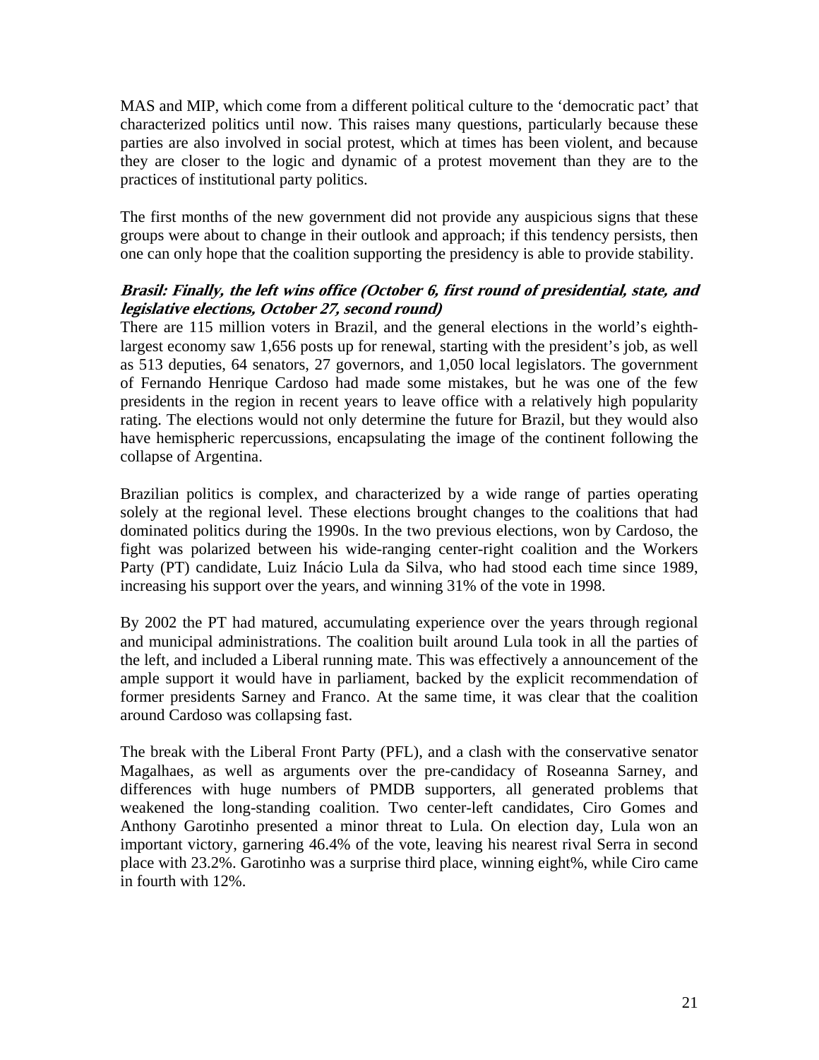MAS and MIP, which come from a different political culture to the 'democratic pact' that characterized politics until now. This raises many questions, particularly because these parties are also involved in social protest, which at times has been violent, and because they are closer to the logic and dynamic of a protest movement than they are to the practices of institutional party politics.

The first months of the new government did not provide any auspicious signs that these groups were about to change in their outlook and approach; if this tendency persists, then one can only hope that the coalition supporting the presidency is able to provide stability.

***Brasil: Finally, the left wins office (October 6, first round of presidential, state, and legislative elections, October 27, second round)***

There are 115 million voters in Brazil, and the general elections in the world's eighth-largest economy saw 1,656 posts up for renewal, starting with the president's job, as well as 513 deputies, 64 senators, 27 governors, and 1,050 local legislators. The government of Fernando Henrique Cardoso had made some mistakes, but he was one of the few presidents in the region in recent years to leave office with a relatively high popularity rating. The elections would not only determine the future for Brazil, but they would also have hemispheric repercussions, encapsulating the image of the continent following the collapse of Argentina.

Brazilian politics is complex, and characterized by a wide range of parties operating solely at the regional level. These elections brought changes to the coalitions that had dominated politics during the 1990s. In the two previous elections, won by Cardoso, the fight was polarized between his wide-ranging center-right coalition and the Workers Party (PT) candidate, Luiz Inácio Lula da Silva, who had stood each time since 1989, increasing his support over the years, and winning 31% of the vote in 1998.

By 2002 the PT had matured, accumulating experience over the years through regional and municipal administrations. The coalition built around Lula took in all the parties of the left, and included a Liberal running mate. This was effectively a announcement of the ample support it would have in parliament, backed by the explicit recommendation of former presidents Sarney and Franco. At the same time, it was clear that the coalition around Cardoso was collapsing fast.

The break with the Liberal Front Party (PFL), and a clash with the conservative senator Magalhaes, as well as arguments over the pre-candidacy of Roseanna Sarney, and differences with huge numbers of PMDB supporters, all generated problems that weakened the long-standing coalition. Two center-left candidates, Ciro Gomes and Anthony Garotinho presented a minor threat to Lula. On election day, Lula won an important victory, garnering 46.4% of the vote, leaving his nearest rival Serra in second place with 23.2%. Garotinho was a surprise third place, winning eight%, while Ciro came in fourth with 12%.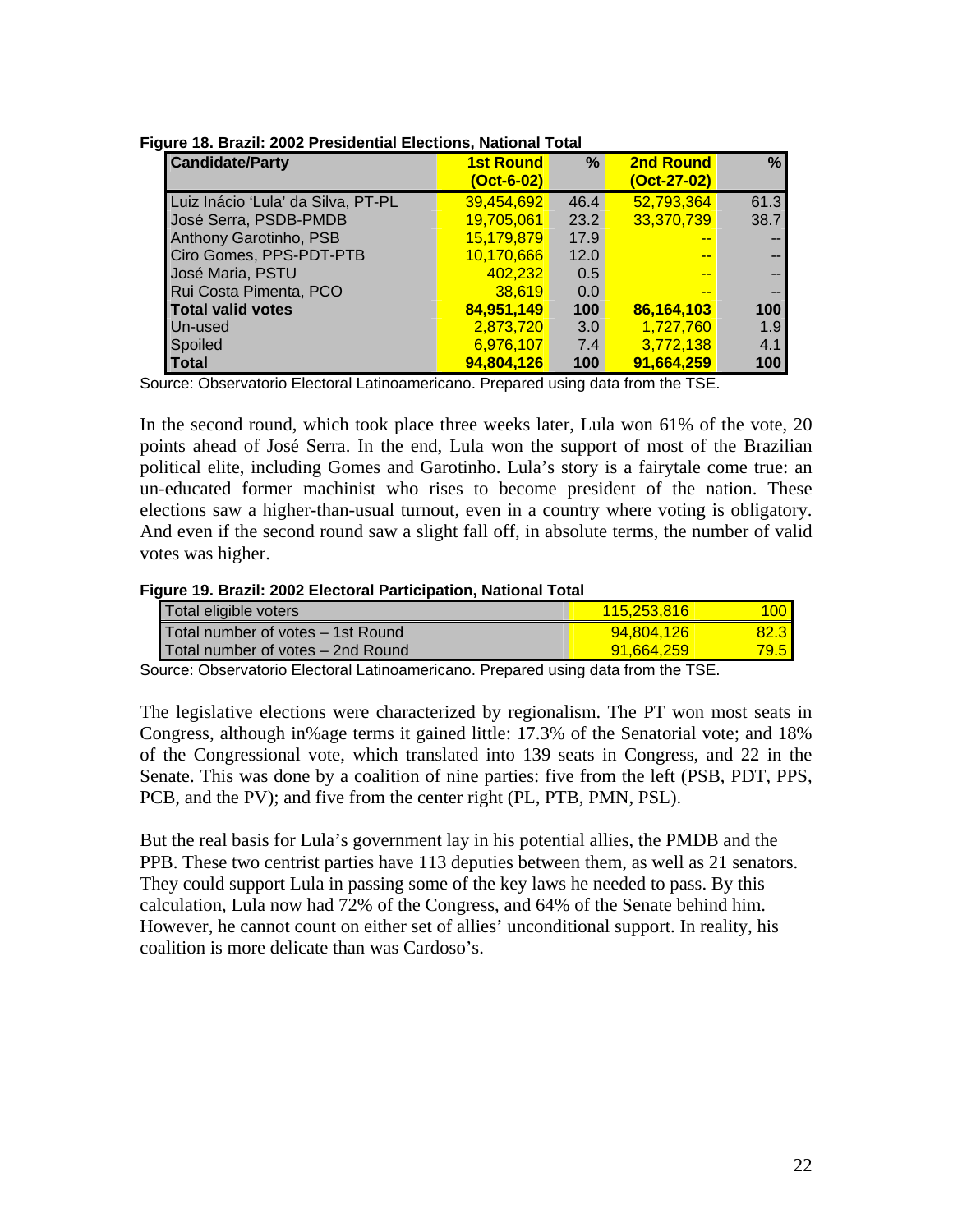**Figure 18. Brazil: 2002 Presidential Elections, National Total**

| Candidate/Party | 1st Round (Oct-6-02) | % | 2nd Round (Oct-27-02) | % |
|---|---|---|---|---|
| Luiz Inácio 'Lula' da Silva, PT-PL | 39,454,692 | 46.4 | 52,793,364 | 61.3 |
| José Serra, PSDB-PMDB | 19,705,061 | 23.2 | 33,370,739 | 38.7 |
| Anthony Garotinho, PSB | 15,179,879 | 17.9 | -- | -- |
| Ciro Gomes, PPS-PDT-PTB | 10,170,666 | 12.0 | -- | -- |
| José Maria, PSTU | 402,232 | 0.5 | -- | -- |
| Rui Costa Pimenta, PCO | 38,619 | 0.0 | -- | -- |
| **Total valid votes** | **84,951,149** | **100** | **86,164,103** | **100** |
| Un-used | 2,873,720 | 3.0 | 1,727,760 | 1.9 |
| Spoiled | 6,976,107 | 7.4 | 3,772,138 | 4.1 |
| **Total** | **94,804,126** | **100** | **91,664,259** | **100** |

Source: Observatorio Electoral Latinoamericano. Prepared using data from the TSE.

In the second round, which took place three weeks later, Lula won 61% of the vote, 20 points ahead of José Serra. In the end, Lula won the support of most of the Brazilian political elite, including Gomes and Garotinho. Lula's story is a fairytale come true: an un-educated former machinist who rises to become president of the nation. These elections saw a higher-than-usual turnout, even in a country where voting is obligatory. And even if the second round saw a slight fall off, in absolute terms, the number of valid votes was higher.

**Figure 19. Brazil: 2002 Electoral Participation, National Total**

| | | |
|---|---|---|
| Total eligible voters | 115,253,816 | 100 |
| Total number of votes – 1st Round | 94,804,126 | 82.3 |
| Total number of votes – 2nd Round | 91,664,259 | 79.5 |

Source: Observatorio Electoral Latinoamericano. Prepared using data from the TSE.

The legislative elections were characterized by regionalism. The PT won most seats in Congress, although in%age terms it gained little: 17.3% of the Senatorial vote; and 18% of the Congressional vote, which translated into 139 seats in Congress, and 22 in the Senate. This was done by a coalition of nine parties: five from the left (PSB, PDT, PPS, PCB, and the PV); and five from the center right (PL, PTB, PMN, PSL).

But the real basis for Lula's government lay in his potential allies, the PMDB and the PPB. These two centrist parties have 113 deputies between them, as well as 21 senators. They could support Lula in passing some of the key laws he needed to pass. By this calculation, Lula now had 72% of the Congress, and 64% of the Senate behind him. However, he cannot count on either set of allies' unconditional support. In reality, his coalition is more delicate than was Cardoso's.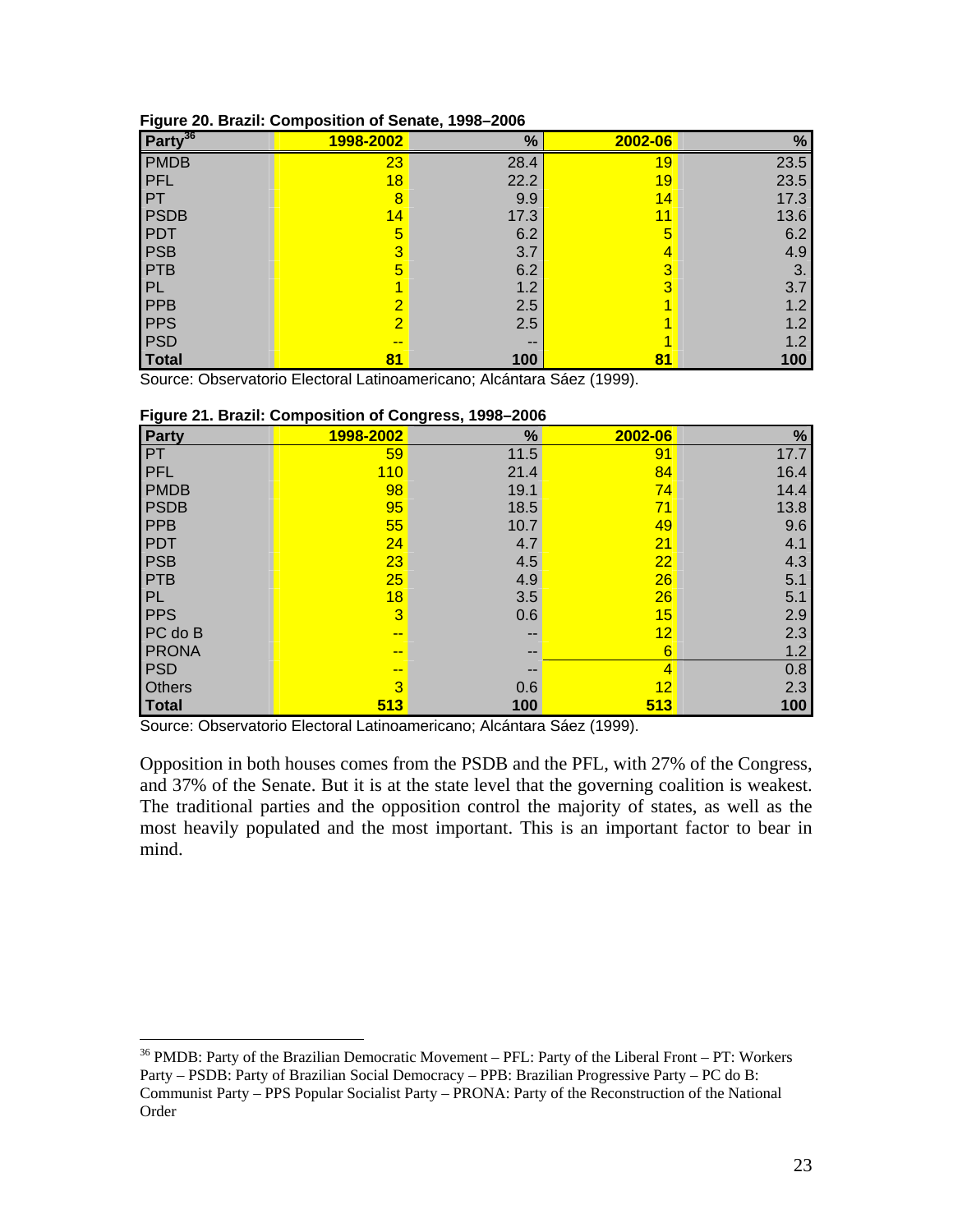**Figure 20. Brazil: Composition of Senate, 1998–2006**

| Party[36] | 1998-2002 | % | 2002-06 | % |
|---|---|---|---|---|
| PMDB | 23 | 28.4 | 19 | 23.5 |
| PFL | 18 | 22.2 | 19 | 23.5 |
| PT | 8 | 9.9 | 14 | 17.3 |
| PSDB | 14 | 17.3 | 11 | 13.6 |
| PDT | 5 | 6.2 | 5 | 6.2 |
| PSB | 3 | 3.7 | 4 | 4.9 |
| PTB | 5 | 6.2 | 3 | 3. |
| PL | 1 | 1.2 | 3 | 3.7 |
| PPB | 2 | 2.5 | 1 | 1.2 |
| PPS | 2 | 2.5 | 1 | 1.2 |
| PSD | -- | -- | 1 | 1.2 |
| Total | 81 | 100 | 81 | 100 |

Source: Observatorio Electoral Latinoamericano; Alcántara Sáez (1999).

**Figure 21. Brazil: Composition of Congress, 1998–2006**

| Party | 1998-2002 | % | 2002-06 | % |
|---|---|---|---|---|
| PT | 59 | 11.5 | 91 | 17.7 |
| PFL | 110 | 21.4 | 84 | 16.4 |
| PMDB | 98 | 19.1 | 74 | 14.4 |
| PSDB | 95 | 18.5 | 71 | 13.8 |
| PPB | 55 | 10.7 | 49 | 9.6 |
| PDT | 24 | 4.7 | 21 | 4.1 |
| PSB | 23 | 4.5 | 22 | 4.3 |
| PTB | 25 | 4.9 | 26 | 5.1 |
| PL | 18 | 3.5 | 26 | 5.1 |
| PPS | 3 | 0.6 | 15 | 2.9 |
| PC do B | -- | -- | 12 | 2.3 |
| PRONA | -- | -- | 6 | 1.2 |
| PSD | -- | -- | 4 | 0.8 |
| Others | 3 | 0.6 | 12 | 2.3 |
| Total | 513 | 100 | 513 | 100 |

Source: Observatorio Electoral Latinoamericano; Alcántara Sáez (1999).

Opposition in both houses comes from the PSDB and the PFL, with 27% of the Congress, and 37% of the Senate. But it is at the state level that the governing coalition is weakest. The traditional parties and the opposition control the majority of states, as well as the most heavily populated and the most important. This is an important factor to bear in mind.

---

[36] PMDB: Party of the Brazilian Democratic Movement – PFL: Party of the Liberal Front – PT: Workers Party – PSDB: Party of Brazilian Social Democracy – PPB: Brazilian Progressive Party – PC do B: Communist Party – PPS Popular Socialist Party – PRONA: Party of the Reconstruction of the National Order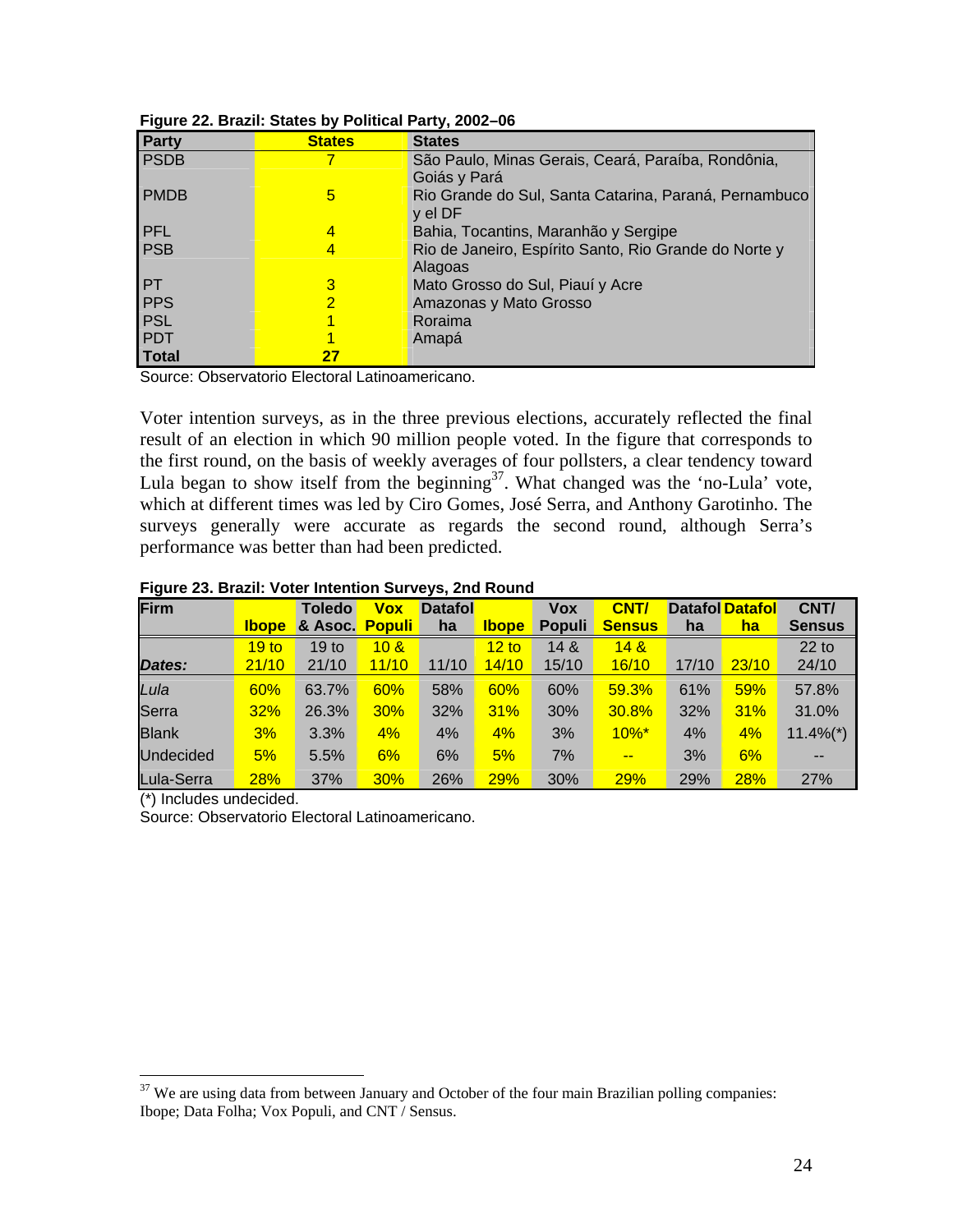**Figure 22. Brazil: States by Political Party, 2002–06**

| Party | States | States |
| --- | --- | --- |
| PSDB | 7 | São Paulo, Minas Gerais, Ceará, Paraíba, Rondônia, Goiás y Pará |
| PMDB | 5 | Rio Grande do Sul, Santa Catarina, Paraná, Pernambuco y el DF |
| PFL | 4 | Bahia, Tocantins, Maranhão y Sergipe |
| PSB | 4 | Rio de Janeiro, Espírito Santo, Rio Grande do Norte y Alagoas |
| PT | 3 | Mato Grosso do Sul, Piauí y Acre |
| PPS | 2 | Amazonas y Mato Grosso |
| PSL | 1 | Roraima |
| PDT | 1 | Amapá |
| **Total** | **27** | |

Source: Observatorio Electoral Latinoamericano.

Voter intention surveys, as in the three previous elections, accurately reflected the final result of an election in which 90 million people voted. In the figure that corresponds to the first round, on the basis of weekly averages of four pollsters, a clear tendency toward Lula began to show itself from the beginning[37]. What changed was the 'no-Lula' vote, which at different times was led by Ciro Gomes, José Serra, and Anthony Garotinho. The surveys generally were accurate as regards the second round, although Serra's performance was better than had been predicted.

**Figure 23. Brazil: Voter Intention Surveys, 2nd Round**

| Firm | Ibope | Toledo & Asoc. | Vox Populi | Datafolha | Ibope | Vox Populi | CNT/ Sensus | Datafolha | Datafolha | CNT/ Sensus |
| --- | --- | --- | --- | --- | --- | --- | --- | --- | --- | --- |
| *Dates:* | 19 to 21/10 | 19 to 21/10 | 10 & 11/10 | 11/10 | 12 to 14/10 | 14 & 15/10 | 14 & 16/10 | 17/10 | 23/10 | 22 to 24/10 |
| *Lula* | 60% | 63.7% | 60% | 58% | 60% | 60% | 59.3% | 61% | 59% | 57.8% |
| Serra | 32% | 26.3% | 30% | 32% | 31% | 30% | 30.8% | 32% | 31% | 31.0% |
| Blank | 3% | 3.3% | 4% | 4% | 4% | 3% | 10%* | 4% | 4% | 11.4%(*) |
| Undecided | 5% | 5.5% | 6% | 6% | 5% | 7% | -- | 3% | 6% | -- |
| Lula-Serra | 28% | 37% | 30% | 26% | 29% | 30% | 29% | 29% | 28% | 27% |

(*) Includes undecided.
Source: Observatorio Electoral Latinoamericano.

[37] We are using data from between January and October of the four main Brazilian polling companies: Ibope; Data Folha; Vox Populi, and CNT / Sensus.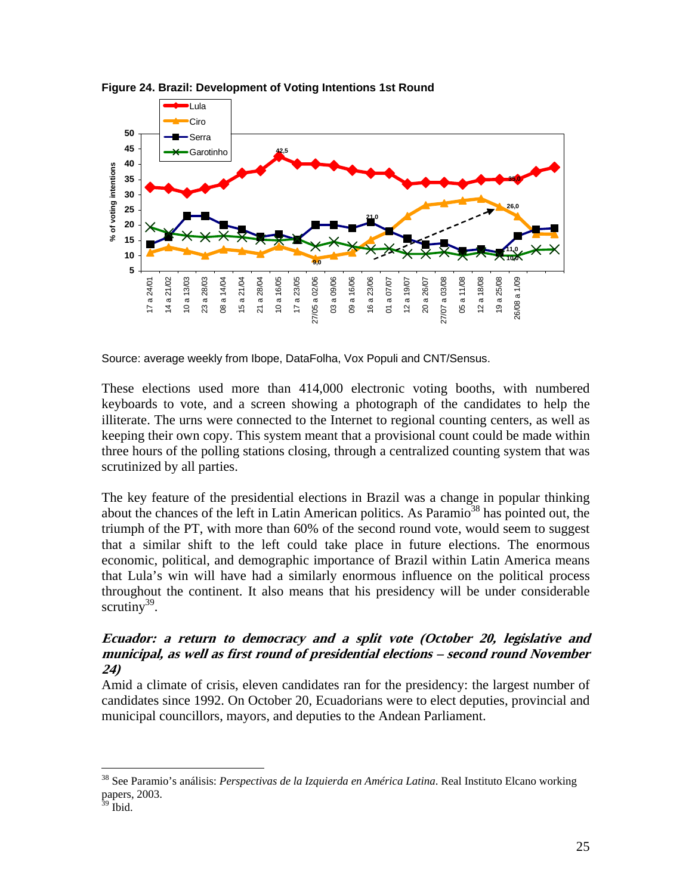**Figure 24. Brazil: Development of Voting Intentions 1st Round**

Source: average weekly from Ibope, DataFolha, Vox Populi and CNT/Sensus.

These elections used more than 414,000 electronic voting booths, with numbered keyboards to vote, and a screen showing a photograph of the candidates to help the illiterate. The urns were connected to the Internet to regional counting centers, as well as keeping their own copy. This system meant that a provisional count could be made within three hours of the polling stations closing, through a centralized counting system that was scrutinized by all parties.

The key feature of the presidential elections in Brazil was a change in popular thinking about the chances of the left in Latin American politics. As Paramio[38] has pointed out, the triumph of the PT, with more than 60% of the second round vote, would seem to suggest that a similar shift to the left could take place in future elections. The enormous economic, political, and demographic importance of Brazil within Latin America means that Lula's win will have had a similarly enormous influence on the political process throughout the continent. It also means that his presidency will be under considerable scrutiny[39].

### *Ecuador: a return to democracy and a split vote (October 20, legislative and municipal, as well as first round of presidential elections – second round November 24)*

Amid a climate of crisis, eleven candidates ran for the presidency: the largest number of candidates since 1992. On October 20, Ecuadorians were to elect deputies, provincial and municipal councillors, mayors, and deputies to the Andean Parliament.

---

[38] See Paramio's análisis: *Perspectivas de la Izquierda en América Latina*. Real Instituto Elcano working papers, 2003.

[39] Ibid.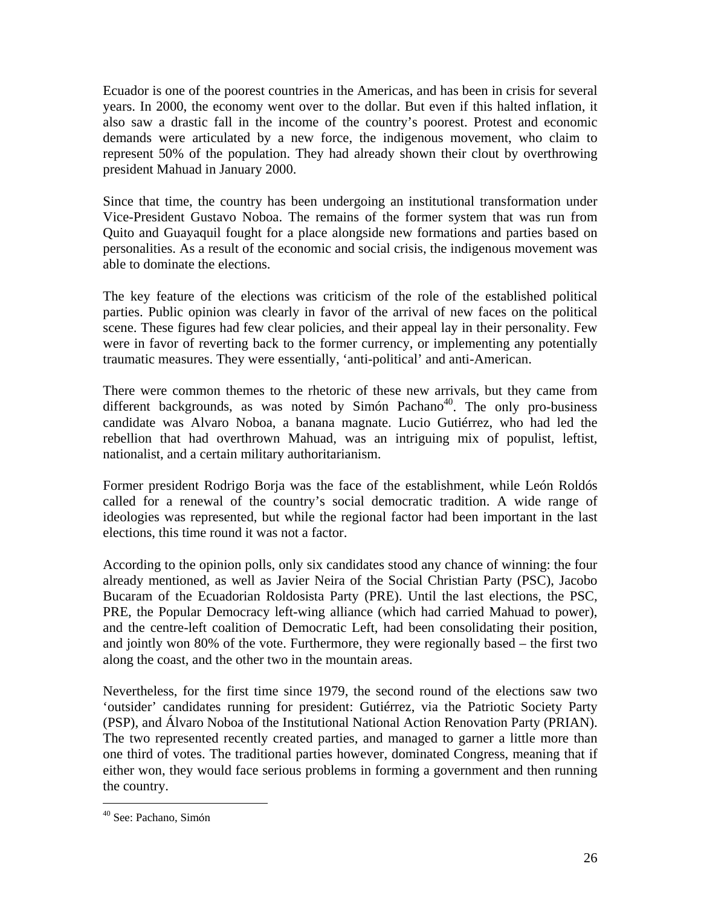Ecuador is one of the poorest countries in the Americas, and has been in crisis for several years. In 2000, the economy went over to the dollar. But even if this halted inflation, it also saw a drastic fall in the income of the country's poorest. Protest and economic demands were articulated by a new force, the indigenous movement, who claim to represent 50% of the population. They had already shown their clout by overthrowing president Mahuad in January 2000.

Since that time, the country has been undergoing an institutional transformation under Vice-President Gustavo Noboa. The remains of the former system that was run from Quito and Guayaquil fought for a place alongside new formations and parties based on personalities. As a result of the economic and social crisis, the indigenous movement was able to dominate the elections.

The key feature of the elections was criticism of the role of the established political parties. Public opinion was clearly in favor of the arrival of new faces on the political scene. These figures had few clear policies, and their appeal lay in their personality. Few were in favor of reverting back to the former currency, or implementing any potentially traumatic measures. They were essentially, 'anti-political' and anti-American.

There were common themes to the rhetoric of these new arrivals, but they came from different backgrounds, as was noted by Simón Pachano[40]. The only pro-business candidate was Alvaro Noboa, a banana magnate. Lucio Gutiérrez, who had led the rebellion that had overthrown Mahuad, was an intriguing mix of populist, leftist, nationalist, and a certain military authoritarianism.

Former president Rodrigo Borja was the face of the establishment, while León Roldós called for a renewal of the country's social democratic tradition. A wide range of ideologies was represented, but while the regional factor had been important in the last elections, this time round it was not a factor.

According to the opinion polls, only six candidates stood any chance of winning: the four already mentioned, as well as Javier Neira of the Social Christian Party (PSC), Jacobo Bucaram of the Ecuadorian Roldosista Party (PRE). Until the last elections, the PSC, PRE, the Popular Democracy left-wing alliance (which had carried Mahuad to power), and the centre-left coalition of Democratic Left, had been consolidating their position, and jointly won 80% of the vote. Furthermore, they were regionally based – the first two along the coast, and the other two in the mountain areas.

Nevertheless, for the first time since 1979, the second round of the elections saw two 'outsider' candidates running for president: Gutiérrez, via the Patriotic Society Party (PSP), and Álvaro Noboa of the Institutional National Action Renovation Party (PRIAN). The two represented recently created parties, and managed to garner a little more than one third of votes. The traditional parties however, dominated Congress, meaning that if either won, they would face serious problems in forming a government and then running the country.

---

[40] See: Pachano, Simón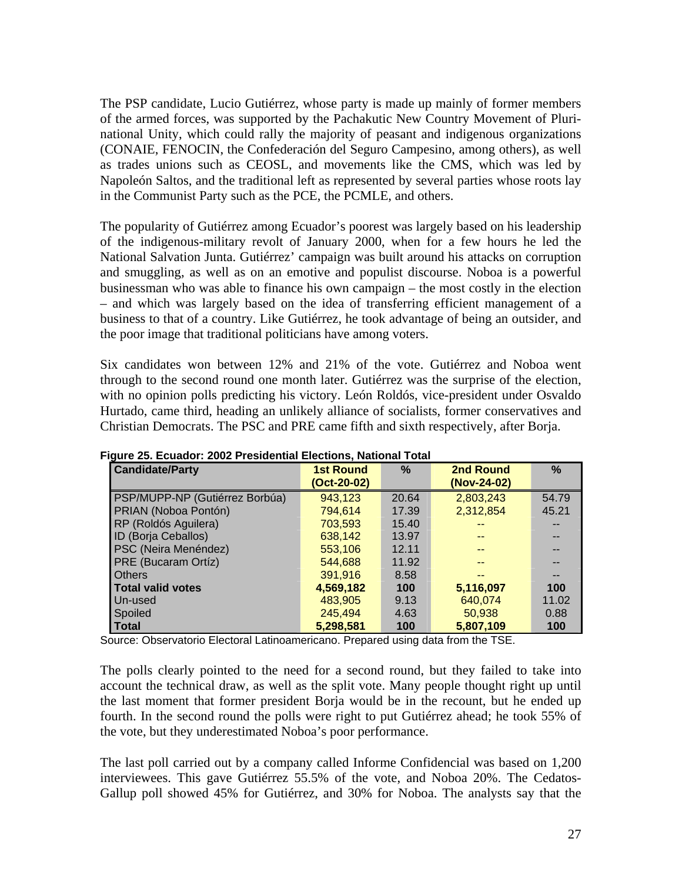The PSP candidate, Lucio Gutiérrez, whose party is made up mainly of former members of the armed forces, was supported by the Pachakutic New Country Movement of Plurinational Unity, which could rally the majority of peasant and indigenous organizations (CONAIE, FENOCIN, the Confederación del Seguro Campesino, among others), as well as trades unions such as CEOSL, and movements like the CMS, which was led by Napoleón Saltos, and the traditional left as represented by several parties whose roots lay in the Communist Party such as the PCE, the PCMLE, and others.

The popularity of Gutiérrez among Ecuador's poorest was largely based on his leadership of the indigenous-military revolt of January 2000, when for a few hours he led the National Salvation Junta. Gutiérrez' campaign was built around his attacks on corruption and smuggling, as well as on an emotive and populist discourse. Noboa is a powerful businessman who was able to finance his own campaign – the most costly in the election – and which was largely based on the idea of transferring efficient management of a business to that of a country. Like Gutiérrez, he took advantage of being an outsider, and the poor image that traditional politicians have among voters.

Six candidates won between 12% and 21% of the vote. Gutiérrez and Noboa went through to the second round one month later. Gutiérrez was the surprise of the election, with no opinion polls predicting his victory. León Roldós, vice-president under Osvaldo Hurtado, came third, heading an unlikely alliance of socialists, former conservatives and Christian Democrats. The PSC and PRE came fifth and sixth respectively, after Borja.

**Figure 25. Ecuador: 2002 Presidential Elections, National Total**

| Candidate/Party | 1st Round (Oct-20-02) | % | 2nd Round (Nov-24-02) | % |
|---|---|---|---|---|
| PSP/MUPP-NP (Gutiérrez Borbúa) | 943,123 | 20.64 | 2,803,243 | 54.79 |
| PRIAN (Noboa Pontón) | 794,614 | 17.39 | 2,312,854 | 45.21 |
| RP (Roldós Aguilera) | 703,593 | 15.40 | -- | -- |
| ID (Borja Ceballos) | 638,142 | 13.97 | -- | -- |
| PSC (Neira Menéndez) | 553,106 | 12.11 | -- | -- |
| PRE (Bucaram Ortíz) | 544,688 | 11.92 | -- | -- |
| Others | 391,916 | 8.58 | -- | -- |
| **Total valid votes** | **4,569,182** | **100** | **5,116,097** | **100** |
| Un-used | 483,905 | 9.13 | 640,074 | 11.02 |
| Spoiled | 245,494 | 4.63 | 50,938 | 0.88 |
| **Total** | **5,298,581** | **100** | **5,807,109** | **100** |

Source: Observatorio Electoral Latinoamericano. Prepared using data from the TSE.

The polls clearly pointed to the need for a second round, but they failed to take into account the technical draw, as well as the split vote. Many people thought right up until the last moment that former president Borja would be in the recount, but he ended up fourth. In the second round the polls were right to put Gutiérrez ahead; he took 55% of the vote, but they underestimated Noboa's poor performance.

The last poll carried out by a company called Informe Confidencial was based on 1,200 interviewees. This gave Gutiérrez 55.5% of the vote, and Noboa 20%. The Cedatos-Gallup poll showed 45% for Gutiérrez, and 30% for Noboa. The analysts say that the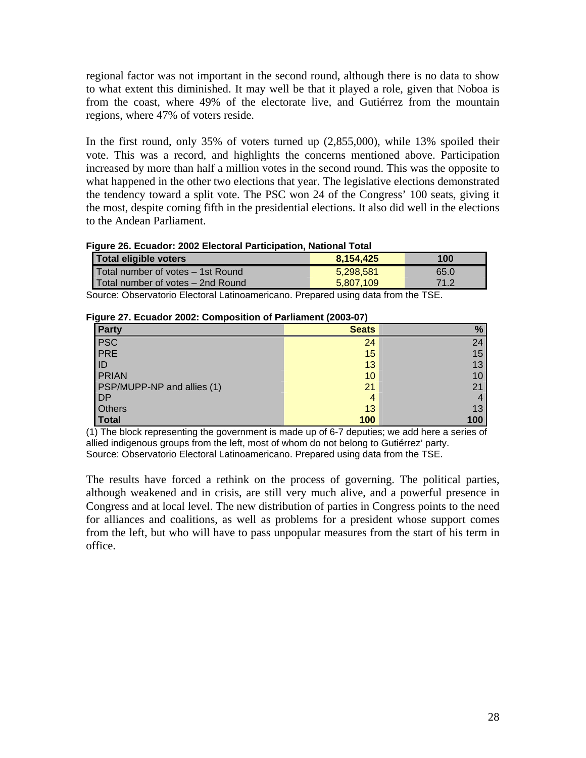regional factor was not important in the second round, although there is no data to show to what extent this diminished. It may well be that it played a role, given that Noboa is from the coast, where 49% of the electorate live, and Gutiérrez from the mountain regions, where 47% of voters reside.

In the first round, only 35% of voters turned up (2,855,000), while 13% spoiled their vote. This was a record, and highlights the concerns mentioned above. Participation increased by more than half a million votes in the second round. This was the opposite to what happened in the other two elections that year. The legislative elections demonstrated the tendency toward a split vote. The PSC won 24 of the Congress' 100 seats, giving it the most, despite coming fifth in the presidential elections. It also did well in the elections to the Andean Parliament.

**Figure 26. Ecuador: 2002 Electoral Participation, National Total**

| **Total eligible voters** | **8,154,425** | **100** |
|---|---|---|
| Total number of votes – 1st Round | 5,298,581 | 65.0 |
| Total number of votes – 2nd Round | 5,807,109 | 71.2 |

Source: Observatorio Electoral Latinoamericano. Prepared using data from the TSE.

**Figure 27. Ecuador 2002: Composition of Parliament (2003-07)**

| Party | Seats | % |
|---|---|---|
| PSC | 24 | 24 |
| PRE | 15 | 15 |
| ID | 13 | 13 |
| PRIAN | 10 | 10 |
| PSP/MUPP-NP and allies (1) | 21 | 21 |
| DP | 4 | 4 |
| Others | 13 | 13 |
| **Total** | **100** | **100** |

(1) The block representing the government is made up of 6-7 deputies; we add here a series of allied indigenous groups from the left, most of whom do not belong to Gutiérrez' party.
Source: Observatorio Electoral Latinoamericano. Prepared using data from the TSE.

The results have forced a rethink on the process of governing. The political parties, although weakened and in crisis, are still very much alive, and a powerful presence in Congress and at local level. The new distribution of parties in Congress points to the need for alliances and coalitions, as well as problems for a president whose support comes from the left, but who will have to pass unpopular measures from the start of his term in office.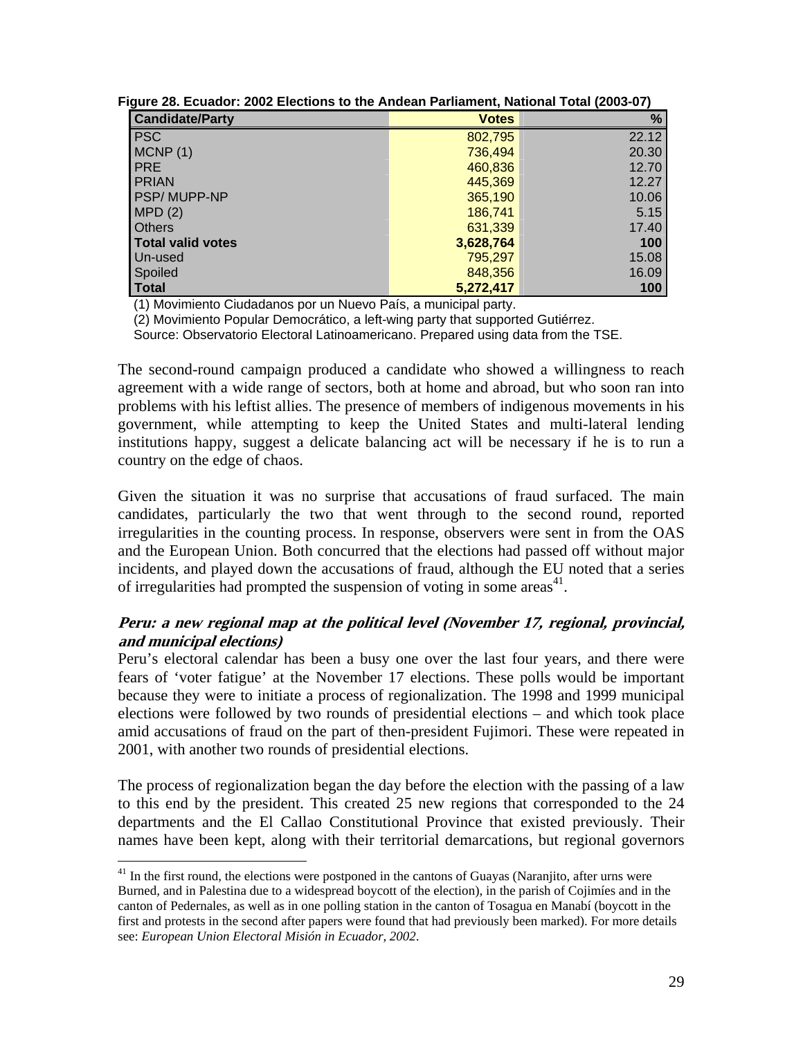**Figure 28. Ecuador: 2002 Elections to the Andean Parliament, National Total (2003-07)**

| Candidate/Party | Votes | % |
|---|---|---|
| PSC | 802,795 | 22.12 |
| MCNP (1) | 736,494 | 20.30 |
| PRE | 460,836 | 12.70 |
| PRIAN | 445,369 | 12.27 |
| PSP/ MUPP-NP | 365,190 | 10.06 |
| MPD (2) | 186,741 | 5.15 |
| Others | 631,339 | 17.40 |
| **Total valid votes** | **3,628,764** | **100** |
| Un-used | 795,297 | 15.08 |
| Spoiled | 848,356 | 16.09 |
| **Total** | **5,272,417** | **100** |

(1) Movimiento Ciudadanos por un Nuevo País, a municipal party.

(2) Movimiento Popular Democrático, a left-wing party that supported Gutiérrez.

Source: Observatorio Electoral Latinoamericano. Prepared using data from the TSE.

The second-round campaign produced a candidate who showed a willingness to reach agreement with a wide range of sectors, both at home and abroad, but who soon ran into problems with his leftist allies. The presence of members of indigenous movements in his government, while attempting to keep the United States and multi-lateral lending institutions happy, suggest a delicate balancing act will be necessary if he is to run a country on the edge of chaos.

Given the situation it was no surprise that accusations of fraud surfaced. The main candidates, particularly the two that went through to the second round, reported irregularities in the counting process. In response, observers were sent in from the OAS and the European Union. Both concurred that the elections had passed off without major incidents, and played down the accusations of fraud, although the EU noted that a series of irregularities had prompted the suspension of voting in some areas[41].

### *Peru: a new regional map at the political level (November 17, regional, provincial, and municipal elections)*

Peru's electoral calendar has been a busy one over the last four years, and there were fears of 'voter fatigue' at the November 17 elections. These polls would be important because they were to initiate a process of regionalization. The 1998 and 1999 municipal elections were followed by two rounds of presidential elections – and which took place amid accusations of fraud on the part of then-president Fujimori. These were repeated in 2001, with another two rounds of presidential elections.

The process of regionalization began the day before the election with the passing of a law to this end by the president. This created 25 new regions that corresponded to the 24 departments and the El Callao Constitutional Province that existed previously. Their names have been kept, along with their territorial demarcations, but regional governors

[41] In the first round, the elections were postponed in the cantons of Guayas (Naranjito, after urns were Burned, and in Palestina due to a widespread boycott of the election), in the parish of Cojimíes and in the canton of Pedernales, as well as in one polling station in the canton of Tosagua en Manabí (boycott in the first and protests in the second after papers were found that had previously been marked). For more details see: *European Union Electoral Misión in Ecuador, 2002*.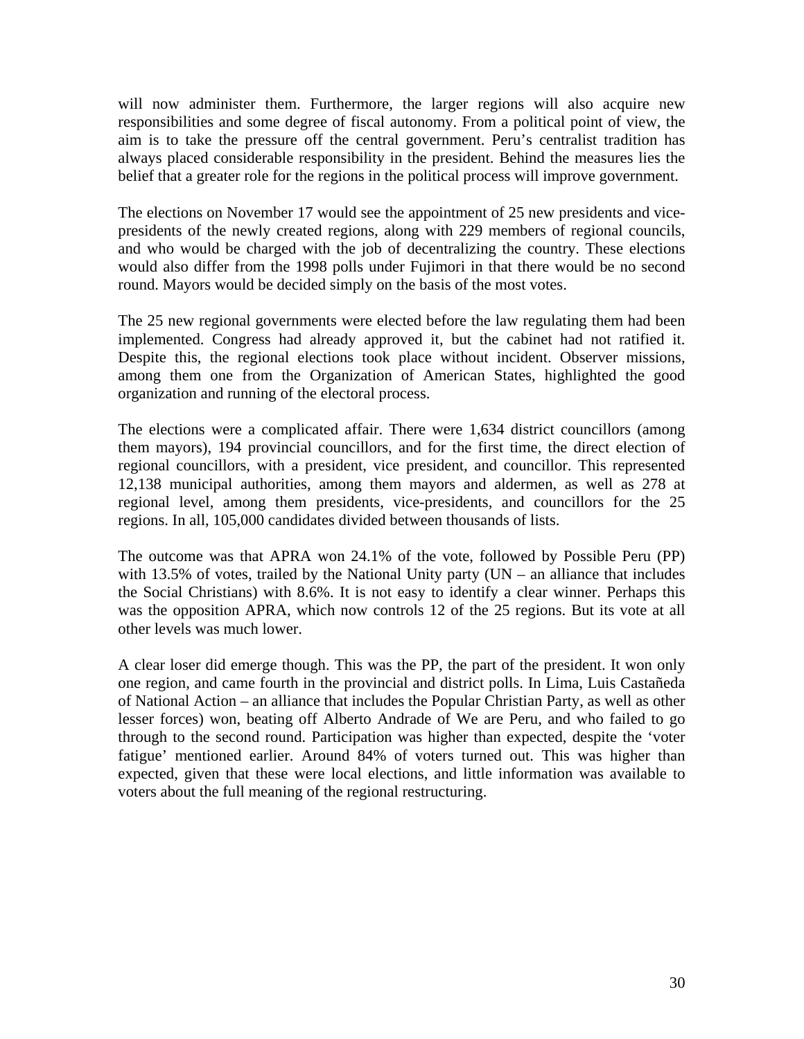will now administer them. Furthermore, the larger regions will also acquire new responsibilities and some degree of fiscal autonomy. From a political point of view, the aim is to take the pressure off the central government. Peru's centralist tradition has always placed considerable responsibility in the president. Behind the measures lies the belief that a greater role for the regions in the political process will improve government.

The elections on November 17 would see the appointment of 25 new presidents and vice-presidents of the newly created regions, along with 229 members of regional councils, and who would be charged with the job of decentralizing the country. These elections would also differ from the 1998 polls under Fujimori in that there would be no second round. Mayors would be decided simply on the basis of the most votes.

The 25 new regional governments were elected before the law regulating them had been implemented. Congress had already approved it, but the cabinet had not ratified it. Despite this, the regional elections took place without incident. Observer missions, among them one from the Organization of American States, highlighted the good organization and running of the electoral process.

The elections were a complicated affair. There were 1,634 district councillors (among them mayors), 194 provincial councillors, and for the first time, the direct election of regional councillors, with a president, vice president, and councillor. This represented 12,138 municipal authorities, among them mayors and aldermen, as well as 278 at regional level, among them presidents, vice-presidents, and councillors for the 25 regions. In all, 105,000 candidates divided between thousands of lists.

The outcome was that APRA won 24.1% of the vote, followed by Possible Peru (PP) with 13.5% of votes, trailed by the National Unity party (UN – an alliance that includes the Social Christians) with 8.6%. It is not easy to identify a clear winner. Perhaps this was the opposition APRA, which now controls 12 of the 25 regions. But its vote at all other levels was much lower.

A clear loser did emerge though. This was the PP, the part of the president. It won only one region, and came fourth in the provincial and district polls. In Lima, Luis Castañeda of National Action – an alliance that includes the Popular Christian Party, as well as other lesser forces) won, beating off Alberto Andrade of We are Peru, and who failed to go through to the second round. Participation was higher than expected, despite the 'voter fatigue' mentioned earlier. Around 84% of voters turned out. This was higher than expected, given that these were local elections, and little information was available to voters about the full meaning of the regional restructuring.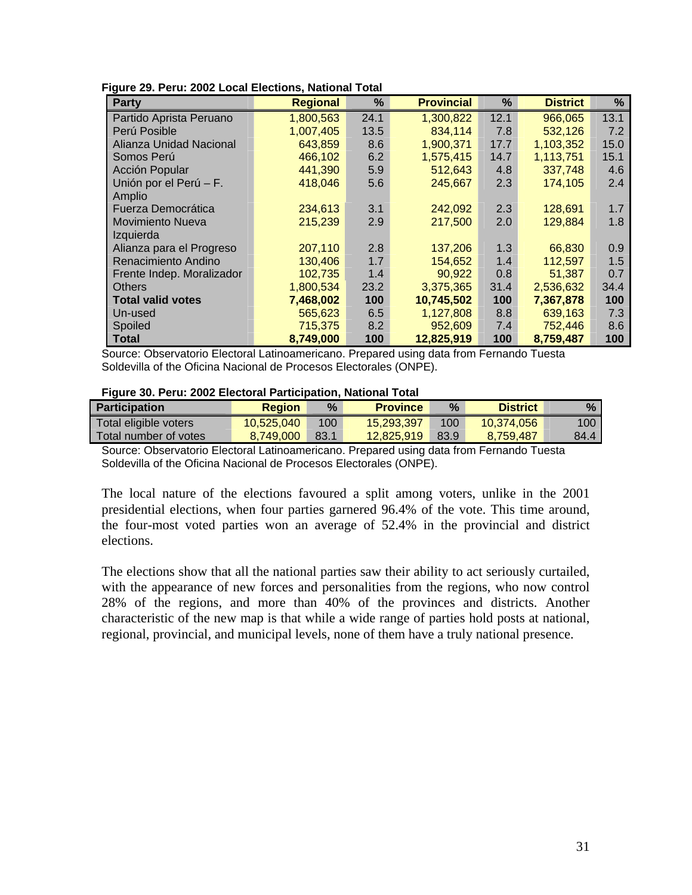**Figure 29. Peru: 2002 Local Elections, National Total**

| Party | Regional | % | Provincial | % | District | % |
|---|---|---|---|---|---|---|
| Partido Aprista Peruano | 1,800,563 | 24.1 | 1,300,822 | 12.1 | 966,065 | 13.1 |
| Perú Posible | 1,007,405 | 13.5 | 834,114 | 7.8 | 532,126 | 7.2 |
| Alianza Unidad Nacional | 643,859 | 8.6 | 1,900,371 | 17.7 | 1,103,352 | 15.0 |
| Somos Perú | 466,102 | 6.2 | 1,575,415 | 14.7 | 1,113,751 | 15.1 |
| Acción Popular | 441,390 | 5.9 | 512,643 | 4.8 | 337,748 | 4.6 |
| Unión por el Perú – F. Amplio | 418,046 | 5.6 | 245,667 | 2.3 | 174,105 | 2.4 |
| Fuerza Democrática | 234,613 | 3.1 | 242,092 | 2.3 | 128,691 | 1.7 |
| Movimiento Nueva Izquierda | 215,239 | 2.9 | 217,500 | 2.0 | 129,884 | 1.8 |
| Alianza para el Progreso | 207,110 | 2.8 | 137,206 | 1.3 | 66,830 | 0.9 |
| Renacimiento Andino | 130,406 | 1.7 | 154,652 | 1.4 | 112,597 | 1.5 |
| Frente Indep. Moralizador | 102,735 | 1.4 | 90,922 | 0.8 | 51,387 | 0.7 |
| Others | 1,800,534 | 23.2 | 3,375,365 | 31.4 | 2,536,632 | 34.4 |
| **Total valid votes** | **7,468,002** | **100** | **10,745,502** | **100** | **7,367,878** | **100** |
| Un-used | 565,623 | 6.5 | 1,127,808 | 8.8 | 639,163 | 7.3 |
| Spoiled | 715,375 | 8.2 | 952,609 | 7.4 | 752,446 | 8.6 |
| **Total** | **8,749,000** | **100** | **12,825,919** | **100** | **8,759,487** | **100** |

Source: Observatorio Electoral Latinoamericano. Prepared using data from Fernando Tuesta Soldevilla of the Oficina Nacional de Procesos Electorales (ONPE).

**Figure 30. Peru: 2002 Electoral Participation, National Total**

| Participation | Region | % | Province | % | District | % |
|---|---|---|---|---|---|---|
| Total eligible voters | 10,525,040 | 100 | 15,293,397 | 100 | 10,374,056 | 100 |
| Total number of votes | 8,749,000 | 83.1 | 12,825,919 | 83.9 | 8,759,487 | 84.4 |

Source: Observatorio Electoral Latinoamericano. Prepared using data from Fernando Tuesta Soldevilla of the Oficina Nacional de Procesos Electorales (ONPE).

The local nature of the elections favoured a split among voters, unlike in the 2001 presidential elections, when four parties garnered 96.4% of the vote. This time around, the four-most voted parties won an average of 52.4% in the provincial and district elections.

The elections show that all the national parties saw their ability to act seriously curtailed, with the appearance of new forces and personalities from the regions, who now control 28% of the regions, and more than 40% of the provinces and districts. Another characteristic of the new map is that while a wide range of parties hold posts at national, regional, provincial, and municipal levels, none of them have a truly national presence.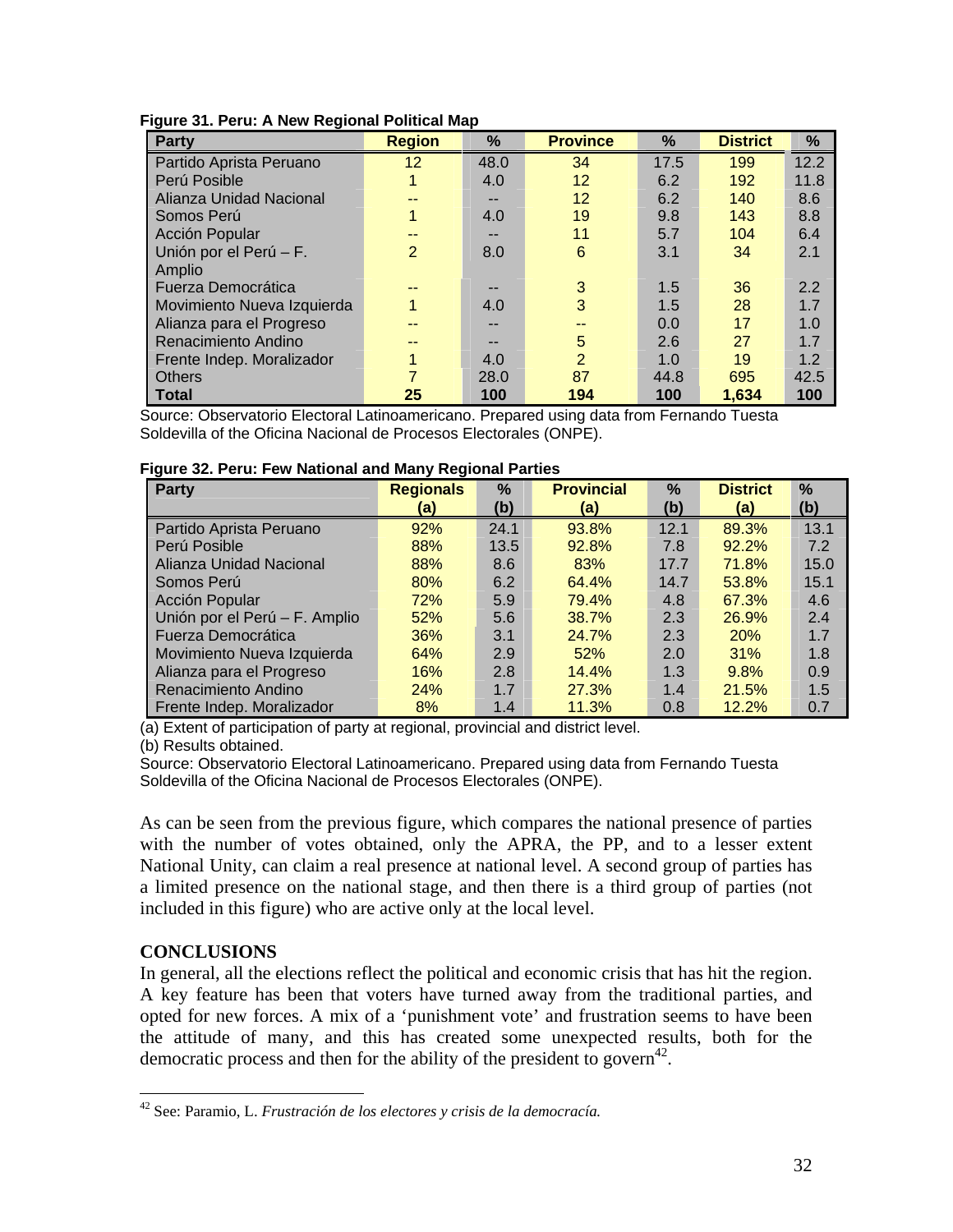**Figure 31. Peru: A New Regional Political Map**

| Party | Region | % | Province | % | District | % |
|---|---|---|---|---|---|---|
| Partido Aprista Peruano | 12 | 48.0 | 34 | 17.5 | 199 | 12.2 |
| Perú Posible | 1 | 4.0 | 12 | 6.2 | 192 | 11.8 |
| Alianza Unidad Nacional | -- | -- | 12 | 6.2 | 140 | 8.6 |
| Somos Perú | 1 | 4.0 | 19 | 9.8 | 143 | 8.8 |
| Acción Popular | -- | -- | 11 | 5.7 | 104 | 6.4 |
| Unión por el Perú – F. Amplio | 2 | 8.0 | 6 | 3.1 | 34 | 2.1 |
| Fuerza Democrática | -- | -- | 3 | 1.5 | 36 | 2.2 |
| Movimiento Nueva Izquierda | 1 | 4.0 | 3 | 1.5 | 28 | 1.7 |
| Alianza para el Progreso | -- | -- | -- | 0.0 | 17 | 1.0 |
| Renacimiento Andino | -- | -- | 5 | 2.6 | 27 | 1.7 |
| Frente Indep. Moralizador | 1 | 4.0 | 2 | 1.0 | 19 | 1.2 |
| Others | 7 | 28.0 | 87 | 44.8 | 695 | 42.5 |
| **Total** | **25** | **100** | **194** | **100** | **1,634** | **100** |

Source: Observatorio Electoral Latinoamericano. Prepared using data from Fernando Tuesta Soldevilla of the Oficina Nacional de Procesos Electorales (ONPE).

**Figure 32. Peru: Few National and Many Regional Parties**

| Party | Regionals (a) | % (b) | Provincial (a) | % (b) | District (a) | % (b) |
|---|---|---|---|---|---|---|
| Partido Aprista Peruano | 92% | 24.1 | 93.8% | 12.1 | 89.3% | 13.1 |
| Perú Posible | 88% | 13.5 | 92.8% | 7.8 | 92.2% | 7.2 |
| Alianza Unidad Nacional | 88% | 8.6 | 83% | 17.7 | 71.8% | 15.0 |
| Somos Perú | 80% | 6.2 | 64.4% | 14.7 | 53.8% | 15.1 |
| Acción Popular | 72% | 5.9 | 79.4% | 4.8 | 67.3% | 4.6 |
| Unión por el Perú – F. Amplio | 52% | 5.6 | 38.7% | 2.3 | 26.9% | 2.4 |
| Fuerza Democrática | 36% | 3.1 | 24.7% | 2.3 | 20% | 1.7 |
| Movimiento Nueva Izquierda | 64% | 2.9 | 52% | 2.0 | 31% | 1.8 |
| Alianza para el Progreso | 16% | 2.8 | 14.4% | 1.3 | 9.8% | 0.9 |
| Renacimiento Andino | 24% | 1.7 | 27.3% | 1.4 | 21.5% | 1.5 |
| Frente Indep. Moralizador | 8% | 1.4 | 11.3% | 0.8 | 12.2% | 0.7 |

(a) Extent of participation of party at regional, provincial and district level.
(b) Results obtained.
Source: Observatorio Electoral Latinoamericano. Prepared using data from Fernando Tuesta Soldevilla of the Oficina Nacional de Procesos Electorales (ONPE).

As can be seen from the previous figure, which compares the national presence of parties with the number of votes obtained, only the APRA, the PP, and to a lesser extent National Unity, can claim a real presence at national level. A second group of parties has a limited presence on the national stage, and then there is a third group of parties (not included in this figure) who are active only at the local level.

## CONCLUSIONS

In general, all the elections reflect the political and economic crisis that has hit the region. A key feature has been that voters have turned away from the traditional parties, and opted for new forces. A mix of a 'punishment vote' and frustration seems to have been the attitude of many, and this has created some unexpected results, both for the democratic process and then for the ability of the president to govern[42].

[42] See: Paramio, L. *Frustración de los electores y crisis de la democracia.*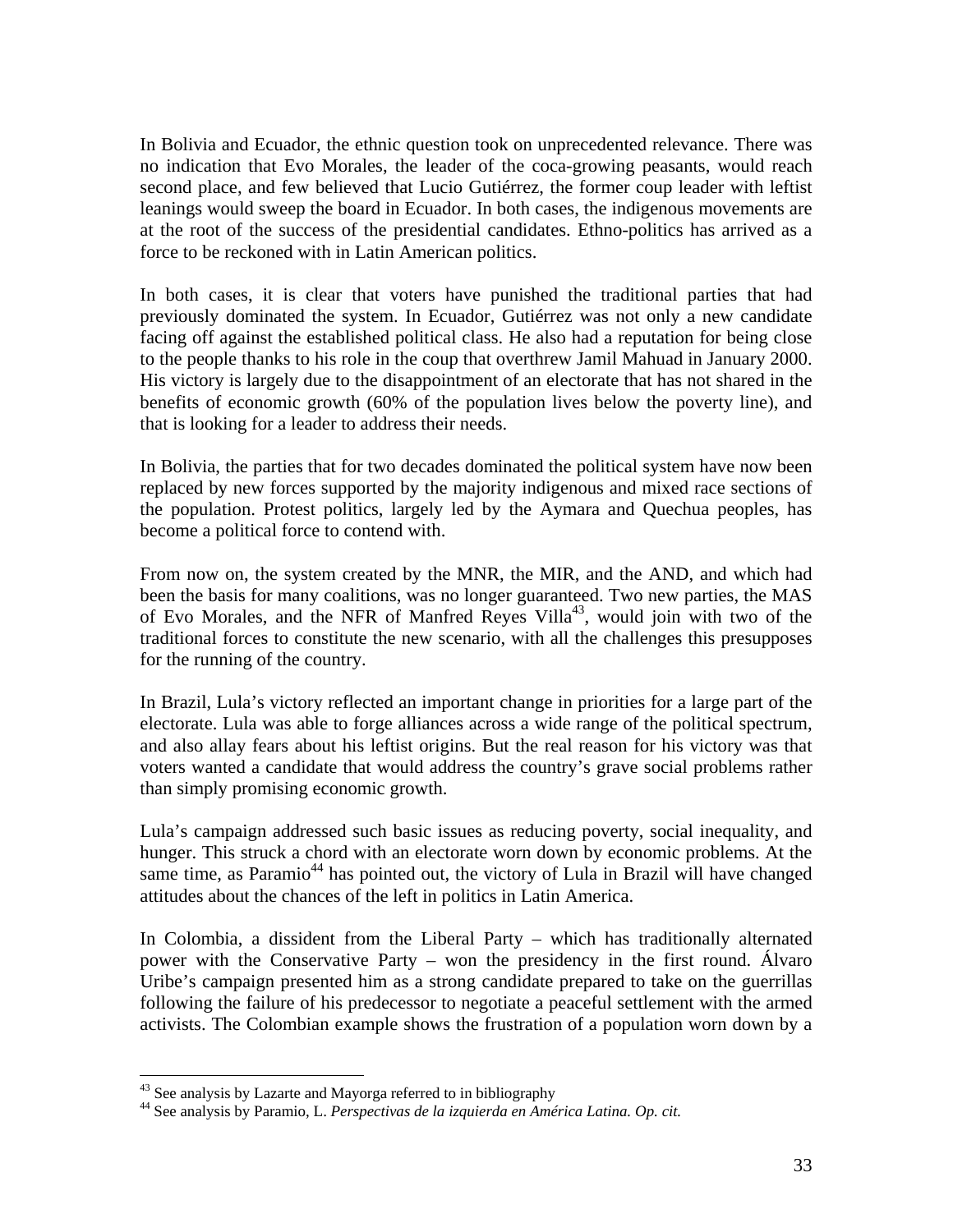In Bolivia and Ecuador, the ethnic question took on unprecedented relevance. There was no indication that Evo Morales, the leader of the coca-growing peasants, would reach second place, and few believed that Lucio Gutiérrez, the former coup leader with leftist leanings would sweep the board in Ecuador. In both cases, the indigenous movements are at the root of the success of the presidential candidates. Ethno-politics has arrived as a force to be reckoned with in Latin American politics.

In both cases, it is clear that voters have punished the traditional parties that had previously dominated the system. In Ecuador, Gutiérrez was not only a new candidate facing off against the established political class. He also had a reputation for being close to the people thanks to his role in the coup that overthrew Jamil Mahuad in January 2000. His victory is largely due to the disappointment of an electorate that has not shared in the benefits of economic growth (60% of the population lives below the poverty line), and that is looking for a leader to address their needs.

In Bolivia, the parties that for two decades dominated the political system have now been replaced by new forces supported by the majority indigenous and mixed race sections of the population. Protest politics, largely led by the Aymara and Quechua peoples, has become a political force to contend with.

From now on, the system created by the MNR, the MIR, and the AND, and which had been the basis for many coalitions, was no longer guaranteed. Two new parties, the MAS of Evo Morales, and the NFR of Manfred Reyes Villa[43], would join with two of the traditional forces to constitute the new scenario, with all the challenges this presupposes for the running of the country.

In Brazil, Lula's victory reflected an important change in priorities for a large part of the electorate. Lula was able to forge alliances across a wide range of the political spectrum, and also allay fears about his leftist origins. But the real reason for his victory was that voters wanted a candidate that would address the country's grave social problems rather than simply promising economic growth.

Lula's campaign addressed such basic issues as reducing poverty, social inequality, and hunger. This struck a chord with an electorate worn down by economic problems. At the same time, as Paramio[44] has pointed out, the victory of Lula in Brazil will have changed attitudes about the chances of the left in politics in Latin America.

In Colombia, a dissident from the Liberal Party – which has traditionally alternated power with the Conservative Party – won the presidency in the first round. Álvaro Uribe's campaign presented him as a strong candidate prepared to take on the guerrillas following the failure of his predecessor to negotiate a peaceful settlement with the armed activists. The Colombian example shows the frustration of a population worn down by a

---

[43] See analysis by Lazarte and Mayorga referred to in bibliography

[44] See analysis by Paramio, L. *Perspectivas de la izquierda en América Latina. Op. cit.*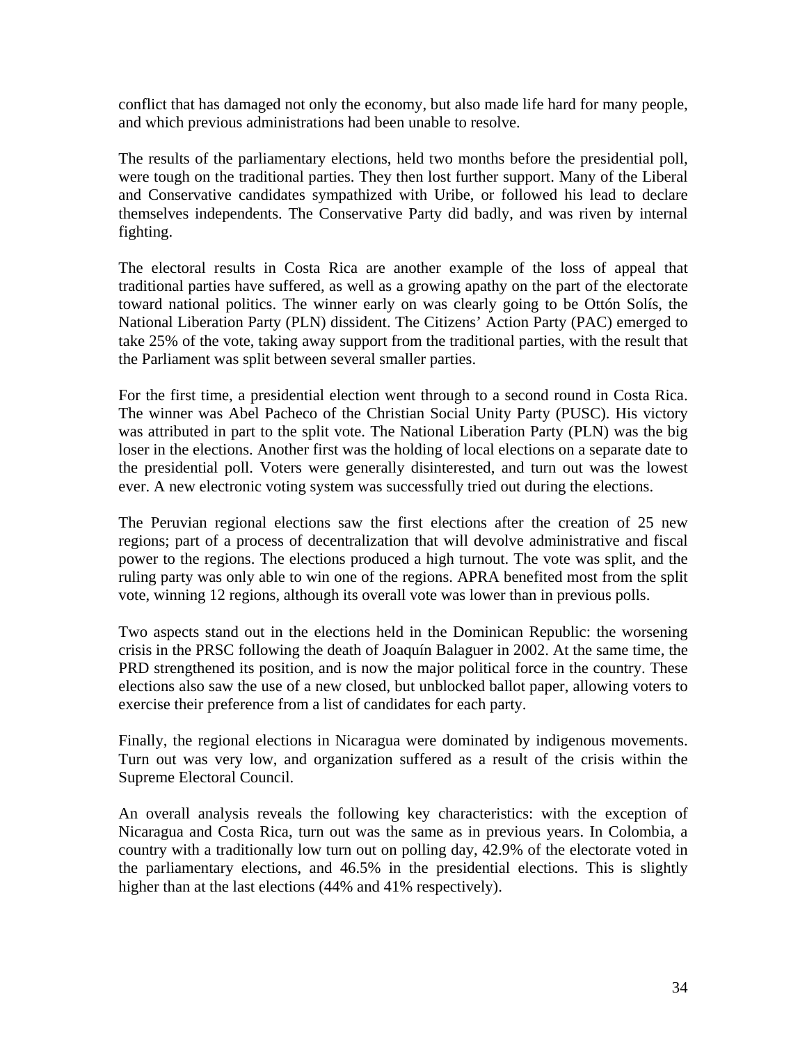conflict that has damaged not only the economy, but also made life hard for many people, and which previous administrations had been unable to resolve.

The results of the parliamentary elections, held two months before the presidential poll, were tough on the traditional parties. They then lost further support. Many of the Liberal and Conservative candidates sympathized with Uribe, or followed his lead to declare themselves independents. The Conservative Party did badly, and was riven by internal fighting.

The electoral results in Costa Rica are another example of the loss of appeal that traditional parties have suffered, as well as a growing apathy on the part of the electorate toward national politics. The winner early on was clearly going to be Ottón Solís, the National Liberation Party (PLN) dissident. The Citizens' Action Party (PAC) emerged to take 25% of the vote, taking away support from the traditional parties, with the result that the Parliament was split between several smaller parties.

For the first time, a presidential election went through to a second round in Costa Rica. The winner was Abel Pacheco of the Christian Social Unity Party (PUSC). His victory was attributed in part to the split vote. The National Liberation Party (PLN) was the big loser in the elections. Another first was the holding of local elections on a separate date to the presidential poll. Voters were generally disinterested, and turn out was the lowest ever. A new electronic voting system was successfully tried out during the elections.

The Peruvian regional elections saw the first elections after the creation of 25 new regions; part of a process of decentralization that will devolve administrative and fiscal power to the regions. The elections produced a high turnout. The vote was split, and the ruling party was only able to win one of the regions. APRA benefited most from the split vote, winning 12 regions, although its overall vote was lower than in previous polls.

Two aspects stand out in the elections held in the Dominican Republic: the worsening crisis in the PRSC following the death of Joaquín Balaguer in 2002. At the same time, the PRD strengthened its position, and is now the major political force in the country. These elections also saw the use of a new closed, but unblocked ballot paper, allowing voters to exercise their preference from a list of candidates for each party.

Finally, the regional elections in Nicaragua were dominated by indigenous movements. Turn out was very low, and organization suffered as a result of the crisis within the Supreme Electoral Council.

An overall analysis reveals the following key characteristics: with the exception of Nicaragua and Costa Rica, turn out was the same as in previous years. In Colombia, a country with a traditionally low turn out on polling day, 42.9% of the electorate voted in the parliamentary elections, and 46.5% in the presidential elections. This is slightly higher than at the last elections (44% and 41% respectively).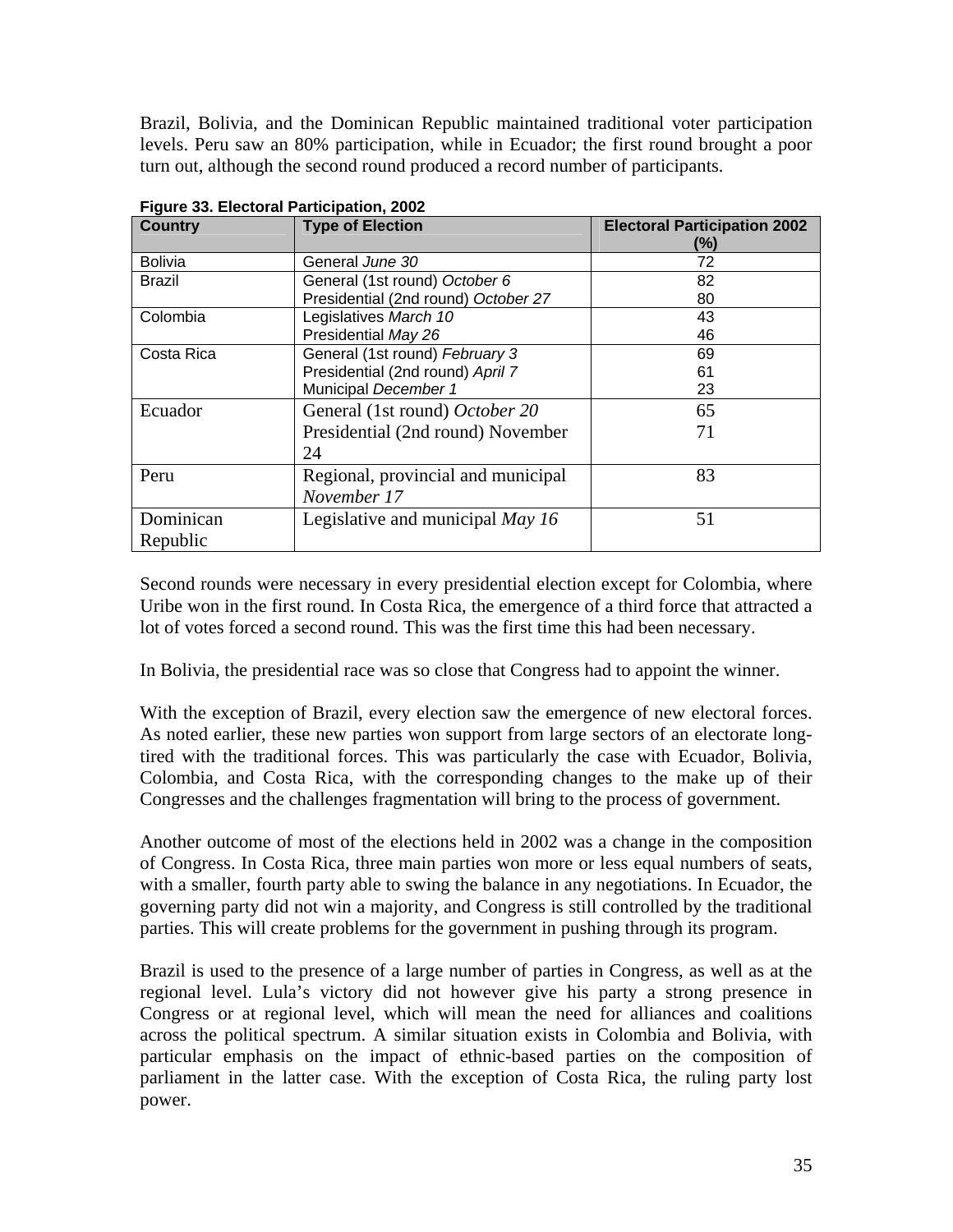Brazil, Bolivia, and the Dominican Republic maintained traditional voter participation levels. Peru saw an 80% participation, while in Ecuador; the first round brought a poor turn out, although the second round produced a record number of participants.

**Figure 33. Electoral Participation, 2002**

| Country | Type of Election | Electoral Participation 2002 (%) |
|---|---|---|
| Bolivia | General *June 30* | 72 |
| Brazil | General (1st round) *October 6*<br>Presidential (2nd round) *October 27* | 82<br>80 |
| Colombia | Legislatives *March 10*<br>Presidential *May 26* | 43<br>46 |
| Costa Rica | General (1st round) *February 3*<br>Presidential (2nd round) *April 7*<br>Municipal *December 1* | 69<br>61<br>23 |
| Ecuador | General (1st round) *October 20*<br>Presidential (2nd round) November 24 | 65<br>71 |
| Peru | Regional, provincial and municipal *November 17* | 83 |
| Dominican Republic | Legislative and municipal *May 16* | 51 |

Second rounds were necessary in every presidential election except for Colombia, where Uribe won in the first round. In Costa Rica, the emergence of a third force that attracted a lot of votes forced a second round. This was the first time this had been necessary.

In Bolivia, the presidential race was so close that Congress had to appoint the winner.

With the exception of Brazil, every election saw the emergence of new electoral forces. As noted earlier, these new parties won support from large sectors of an electorate long-tired with the traditional forces. This was particularly the case with Ecuador, Bolivia, Colombia, and Costa Rica, with the corresponding changes to the make up of their Congresses and the challenges fragmentation will bring to the process of government.

Another outcome of most of the elections held in 2002 was a change in the composition of Congress. In Costa Rica, three main parties won more or less equal numbers of seats, with a smaller, fourth party able to swing the balance in any negotiations. In Ecuador, the governing party did not win a majority, and Congress is still controlled by the traditional parties. This will create problems for the government in pushing through its program.

Brazil is used to the presence of a large number of parties in Congress, as well as at the regional level. Lula's victory did not however give his party a strong presence in Congress or at regional level, which will mean the need for alliances and coalitions across the political spectrum. A similar situation exists in Colombia and Bolivia, with particular emphasis on the impact of ethnic-based parties on the composition of parliament in the latter case. With the exception of Costa Rica, the ruling party lost power.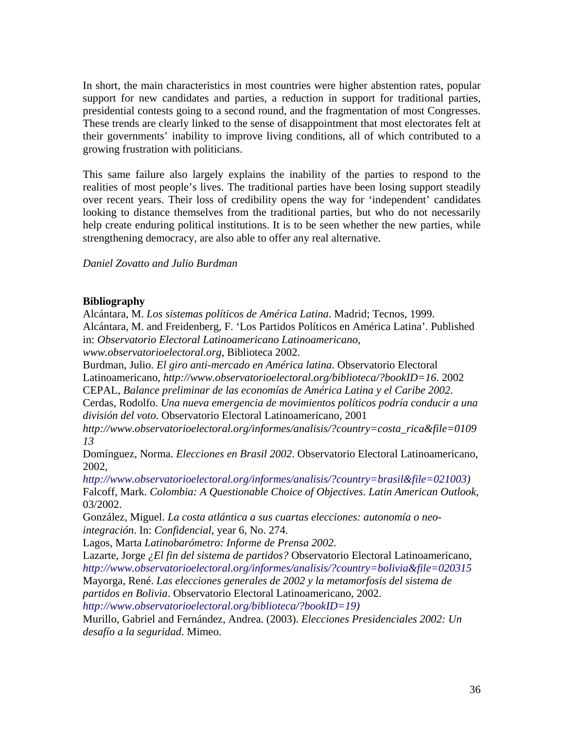In short, the main characteristics in most countries were higher abstention rates, popular support for new candidates and parties, a reduction in support for traditional parties, presidential contests going to a second round, and the fragmentation of most Congresses. These trends are clearly linked to the sense of disappointment that most electorates felt at their governments' inability to improve living conditions, all of which contributed to a growing frustration with politicians.

This same failure also largely explains the inability of the parties to respond to the realities of most people's lives. The traditional parties have been losing support steadily over recent years. Their loss of credibility opens the way for 'independent' candidates looking to distance themselves from the traditional parties, but who do not necessarily help create enduring political institutions. It is to be seen whether the new parties, while strengthening democracy, are also able to offer any real alternative.

*Daniel Zovatto and Julio Burdman*

**Bibliography**

Alcántara, M. *Los sistemas políticos de América Latina*. Madrid; Tecnos, 1999.
Alcántara, M. and Freidenberg, F. 'Los Partidos Políticos en América Latina'. Published in: *Observatorio Electoral Latinoamericano Latinoamericano*, *www.observatorioelectoral.org*, Biblioteca 2002.
Burdman, Julio. *El giro anti-mercado en América latina*. Observatorio Electoral Latinoamericano, *http://www.observatorioelectoral.org/biblioteca/?bookID=16*. 2002
CEPAL, *Balance preliminar de las economías de América Latina y el Caribe 2002*.
Cerdas, Rodolfo. *Una nueva emergencia de movimientos políticos podría conducir a una división del voto*. Observatorio Electoral Latinoamericano, 2001 *http://www.observatorioelectoral.org/informes/analisis/?country=costa_rica&file=010913*
Domínguez, Norma. *Elecciones en Brasil 2002*. Observatorio Electoral Latinoamericano, 2002, *http://www.observatorioelectoral.org/informes/analisis/?country=brasil&file=021003)*
Falcoff, Mark. *Colombia: A Questionable Choice of Objectives*. *Latin American Outlook*, 03/2002.
González, Miguel. *La costa atlántica a sus cuartas elecciones: autonomía o neo-integración*. In: *Confidencial*, year 6, No. 274.
Lagos, Marta *Latinobarómetro: Informe de Prensa 2002*.
Lazarte, Jorge *¿El fin del sistema de partidos?* Observatorio Electoral Latinoamericano, *http://www.observatorioelectoral.org/informes/analisis/?country=bolivia&file=020315*
Mayorga, René. *Las elecciones generales de 2002 y la metamorfosis del sistema de partidos en Bolivia*. Observatorio Electoral Latinoamericano, 2002. *http://www.observatorioelectoral.org/biblioteca/?bookID=19)*
Murillo, Gabriel and Fernández, Andrea. (2003). *Elecciones Presidenciales 2002: Un desafío a la seguridad*. Mimeo.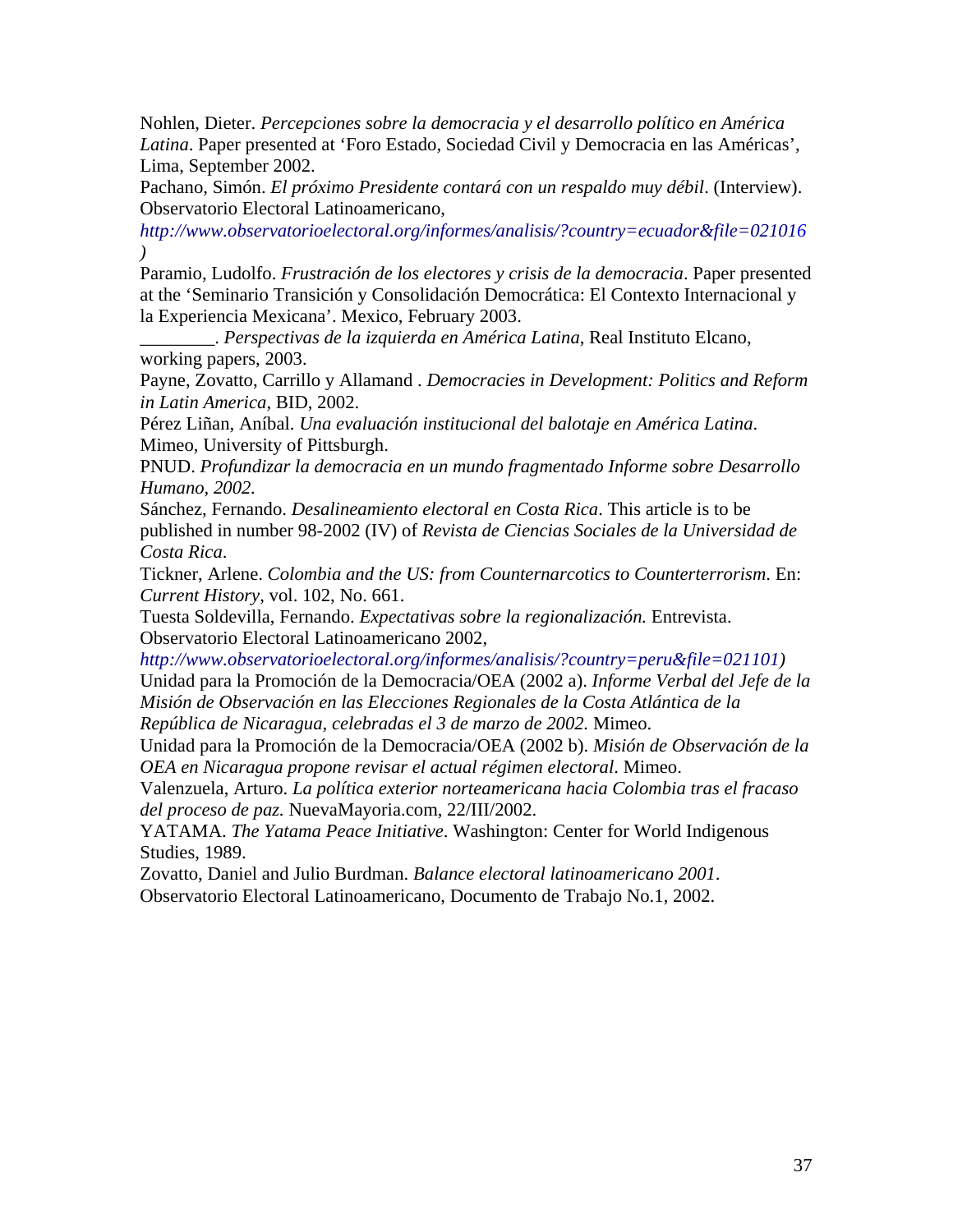Nohlen, Dieter. *Percepciones sobre la democracia y el desarrollo político en América Latina*. Paper presented at 'Foro Estado, Sociedad Civil y Democracia en las Américas', Lima, September 2002.

Pachano, Simón. *El próximo Presidente contará con un respaldo muy débil*. (Interview). Observatorio Electoral Latinoamericano, *http://www.observatorioelectoral.org/informes/analisis/?country=ecuador&file=021016)*

Paramio, Ludolfo. *Frustración de los electores y crisis de la democracia*. Paper presented at the 'Seminario Transición y Consolidación Democrática: El Contexto Internacional y la Experiencia Mexicana'. Mexico, February 2003.

________. *Perspectivas de la izquierda en América Latina*, Real Instituto Elcano, working papers, 2003.

Payne, Zovatto, Carrillo y Allamand . *Democracies in Development: Politics and Reform in Latin America*, BID, 2002.

Pérez Liñan, Aníbal. *Una evaluación institucional del balotaje en América Latina*. Mimeo, University of Pittsburgh.

PNUD. *Profundizar la democracia en un mundo fragmentado Informe sobre Desarrollo Humano, 2002.*

Sánchez, Fernando. *Desalineamiento electoral en Costa Rica*. This article is to be published in number 98-2002 (IV) of *Revista de Ciencias Sociales de la Universidad de Costa Rica*.

Tickner, Arlene. *Colombia and the US: from Counternarcotics to Counterterrorism*. En: *Current History*, vol. 102, No. 661.

Tuesta Soldevilla, Fernando. *Expectativas sobre la regionalización.* Entrevista. Observatorio Electoral Latinoamericano 2002, *http://www.observatorioelectoral.org/informes/analisis/?country=peru&file=021101)*

Unidad para la Promoción de la Democracia/OEA (2002 a). *Informe Verbal del Jefe de la Misión de Observación en las Elecciones Regionales de la Costa Atlántica de la República de Nicaragua, celebradas el 3 de marzo de 2002.* Mimeo.

Unidad para la Promoción de la Democracia/OEA (2002 b). *Misión de Observación de la OEA en Nicaragua propone revisar el actual régimen electoral*. Mimeo.

Valenzuela, Arturo. *La política exterior norteamericana hacia Colombia tras el fracaso del proceso de paz.* NuevaMayoria.com, 22/III/2002.

YATAMA. *The Yatama Peace Initiative*. Washington: Center for World Indigenous Studies, 1989.

Zovatto, Daniel and Julio Burdman. *Balance electoral latinoamericano 2001*. Observatorio Electoral Latinoamericano, Documento de Trabajo No.1, 2002.